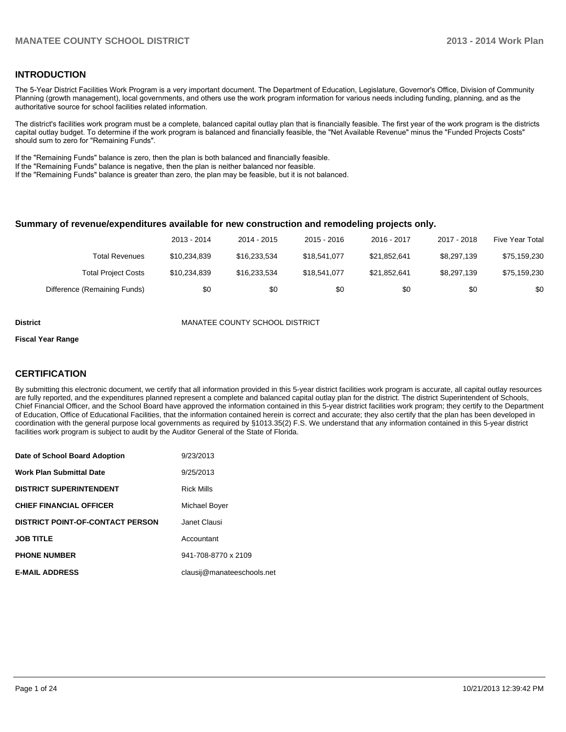## INTRODUCTION

The 5-Year District Facilities Work Program is a very important document. The Department of Education, Legislature, Governor's Office, Division of Community Planning (growth management), local governments, and others use the work program information for various needs including funding, planning, and as the authoritative source for school facilities related information.

The district's facilities work program must be a complete, balanced capital outlay plan that is financially feasible. The first year of the work program is the districts capital outlay budget. To determine if the work program is balanced and financially feasible, the "Net Available Revenue" minus the "Funded Projects Costs" should sum to zero for "Remaining Funds".

If the "Remaining Funds" balance is zero, then the plan is both balanced and financially feasible.
If the "Remaining Funds" balance is negative, then the plan is neither balanced nor feasible.
If the "Remaining Funds" balance is greater than zero, the plan may be feasible, but it is not balanced.

### Summary of revenue/expenditures available for new construction and remodeling projects only.

| | 2013 - 2014 | 2014 - 2015 | 2015 - 2016 | 2016 - 2017 | 2017 - 2018 | Five Year Total |
|---|---|---|---|---|---|---|
| Total Revenues | $10,234,839 | $16,233,534 | $18,541,077 | $21,852,641 | $8,297,139 | $75,159,230 |
| Total Project Costs | $10,234,839 | $16,233,534 | $18,541,077 | $21,852,641 | $8,297,139 | $75,159,230 |
| Difference (Remaining Funds) | $0 | $0 | $0 | $0 | $0 | $0 |

**District** MANATEE COUNTY SCHOOL DISTRICT

**Fiscal Year Range**

## CERTIFICATION

By submitting this electronic document, we certify that all information provided in this 5-year district facilities work program is accurate, all capital outlay resources are fully reported, and the expenditures planned represent a complete and balanced capital outlay plan for the district. The district Superintendent of Schools, Chief Financial Officer, and the School Board have approved the information contained in this 5-year district facilities work program; they certify to the Department of Education, Office of Educational Facilities, that the information contained herein is correct and accurate; they also certify that the plan has been developed in coordination with the general purpose local governments as required by §1013.35(2) F.S. We understand that any information contained in this 5-year district facilities work program is subject to audit by the Auditor General of the State of Florida.

| | |
|---|---|
| **Date of School Board Adoption** | 9/23/2013 |
| **Work Plan Submittal Date** | 9/25/2013 |
| **DISTRICT SUPERINTENDENT** | Rick Mills |
| **CHIEF FINANCIAL OFFICER** | Michael Boyer |
| **DISTRICT POINT-OF-CONTACT PERSON** | Janet Clausi |
| **JOB TITLE** | Accountant |
| **PHONE NUMBER** | 941-708-8770 x 2109 |
| **E-MAIL ADDRESS** | clausij@manateeschools.net |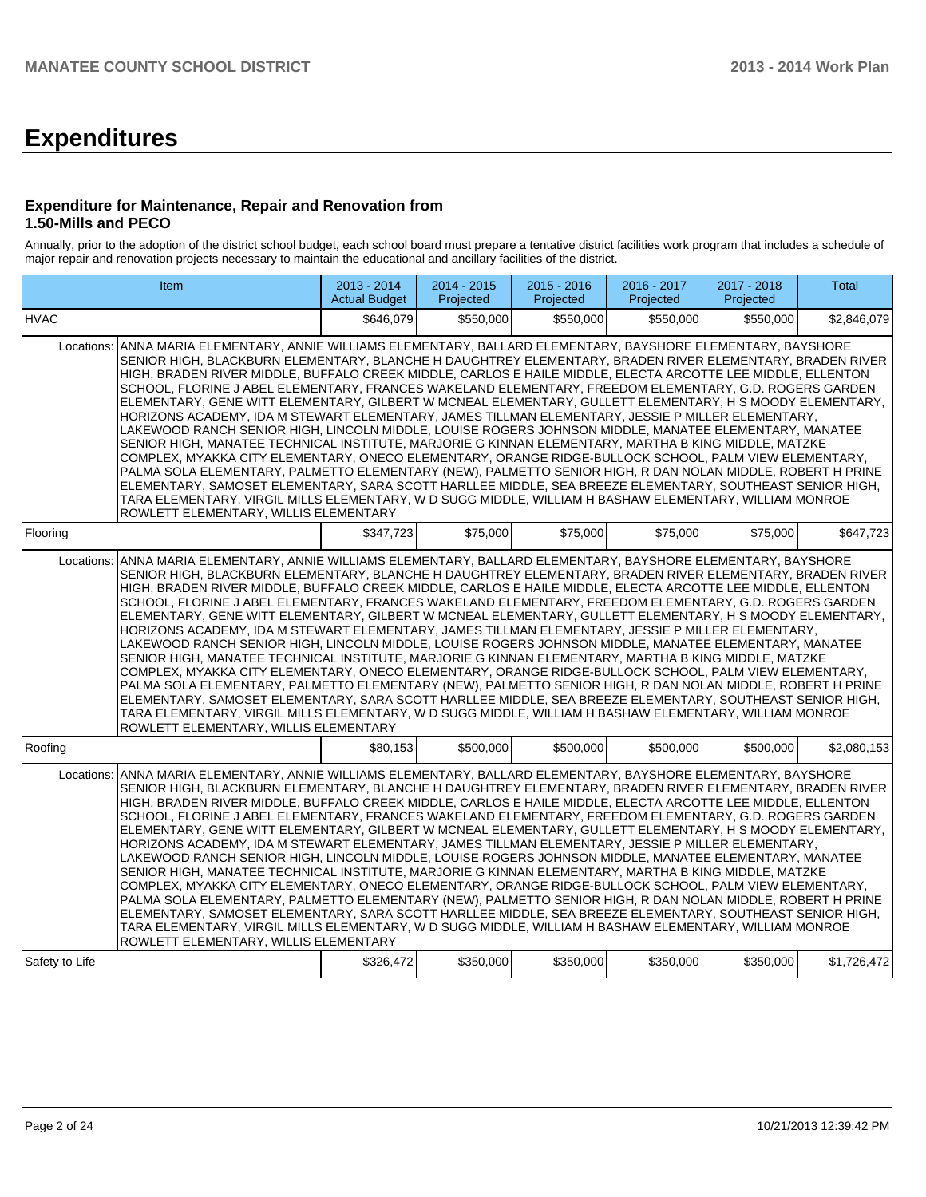# Expenditures

### Expenditure for Maintenance, Repair and Renovation from 1.50-Mills and PECO

Annually, prior to the adoption of the district school budget, each school board must prepare a tentative district facilities work program that includes a schedule of major repair and renovation projects necessary to maintain the educational and ancillary facilities of the district.

| Item | | 2013 - 2014 Actual Budget | 2014 - 2015 Projected | 2015 - 2016 Projected | 2016 - 2017 Projected | 2017 - 2018 Projected | Total |
|---|---|---|---|---|---|---|---|
| HVAC | | $646,079 | $550,000 | $550,000 | $550,000 | $550,000 | $2,846,079 |
| Locations: | ANNA MARIA ELEMENTARY, ANNIE WILLIAMS ELEMENTARY, BALLARD ELEMENTARY, BAYSHORE ELEMENTARY, BAYSHORE SENIOR HIGH, BLACKBURN ELEMENTARY, BLANCHE H DAUGHTREY ELEMENTARY, BRADEN RIVER ELEMENTARY, BRADEN RIVER HIGH, BRADEN RIVER MIDDLE, BUFFALO CREEK MIDDLE, CARLOS E HAILE MIDDLE, ELECTA ARCOTTE LEE MIDDLE, ELLENTON SCHOOL, FLORINE J ABEL ELEMENTARY, FRANCES WAKELAND ELEMENTARY, FREEDOM ELEMENTARY, G.D. ROGERS GARDEN ELEMENTARY, GENE WITT ELEMENTARY, GILBERT W MCNEAL ELEMENTARY, GULLETT ELEMENTARY, H S MOODY ELEMENTARY, HORIZONS ACADEMY, IDA M STEWART ELEMENTARY, JAMES TILLMAN ELEMENTARY, JESSIE P MILLER ELEMENTARY, LAKEWOOD RANCH SENIOR HIGH, LINCOLN MIDDLE, LOUISE ROGERS JOHNSON MIDDLE, MANATEE ELEMENTARY, MANATEE SENIOR HIGH, MANATEE TECHNICAL INSTITUTE, MARJORIE G KINNAN ELEMENTARY, MARTHA B KING MIDDLE, MATZKE COMPLEX, MYAKKA CITY ELEMENTARY, ONECO ELEMENTARY, ORANGE RIDGE-BULLOCK SCHOOL, PALM VIEW ELEMENTARY, PALMA SOLA ELEMENTARY, PALMETTO ELEMENTARY (NEW), PALMETTO SENIOR HIGH, R DAN NOLAN MIDDLE, ROBERT H PRINE ELEMENTARY, SAMOSET ELEMENTARY, SARA SCOTT HARLLEE MIDDLE, SEA BREEZE ELEMENTARY, SOUTHEAST SENIOR HIGH, TARA ELEMENTARY, VIRGIL MILLS ELEMENTARY, W D SUGG MIDDLE, WILLIAM H BASHAW ELEMENTARY, WILLIAM MONROE ROWLETT ELEMENTARY, WILLIS ELEMENTARY | | | | | | |
| Flooring | | $347,723 | $75,000 | $75,000 | $75,000 | $75,000 | $647,723 |
| Locations: | ANNA MARIA ELEMENTARY, ANNIE WILLIAMS ELEMENTARY, BALLARD ELEMENTARY, BAYSHORE ELEMENTARY, BAYSHORE SENIOR HIGH, BLACKBURN ELEMENTARY, BLANCHE H DAUGHTREY ELEMENTARY, BRADEN RIVER ELEMENTARY, BRADEN RIVER HIGH, BRADEN RIVER MIDDLE, BUFFALO CREEK MIDDLE, CARLOS E HAILE MIDDLE, ELECTA ARCOTTE LEE MIDDLE, ELLENTON SCHOOL, FLORINE J ABEL ELEMENTARY, FRANCES WAKELAND ELEMENTARY, FREEDOM ELEMENTARY, G.D. ROGERS GARDEN ELEMENTARY, GENE WITT ELEMENTARY, GILBERT W MCNEAL ELEMENTARY, GULLETT ELEMENTARY, H S MOODY ELEMENTARY, HORIZONS ACADEMY, IDA M STEWART ELEMENTARY, JAMES TILLMAN ELEMENTARY, JESSIE P MILLER ELEMENTARY, LAKEWOOD RANCH SENIOR HIGH, LINCOLN MIDDLE, LOUISE ROGERS JOHNSON MIDDLE, MANATEE ELEMENTARY, MANATEE SENIOR HIGH, MANATEE TECHNICAL INSTITUTE, MARJORIE G KINNAN ELEMENTARY, MARTHA B KING MIDDLE, MATZKE COMPLEX, MYAKKA CITY ELEMENTARY, ONECO ELEMENTARY, ORANGE RIDGE-BULLOCK SCHOOL, PALM VIEW ELEMENTARY, PALMA SOLA ELEMENTARY, PALMETTO ELEMENTARY (NEW), PALMETTO SENIOR HIGH, R DAN NOLAN MIDDLE, ROBERT H PRINE ELEMENTARY, SAMOSET ELEMENTARY, SARA SCOTT HARLLEE MIDDLE, SEA BREEZE ELEMENTARY, SOUTHEAST SENIOR HIGH, TARA ELEMENTARY, VIRGIL MILLS ELEMENTARY, W D SUGG MIDDLE, WILLIAM H BASHAW ELEMENTARY, WILLIAM MONROE ROWLETT ELEMENTARY, WILLIS ELEMENTARY | | | | | | |
| Roofing | | $80,153 | $500,000 | $500,000 | $500,000 | $500,000 | $2,080,153 |
| Locations: | ANNA MARIA ELEMENTARY, ANNIE WILLIAMS ELEMENTARY, BALLARD ELEMENTARY, BAYSHORE ELEMENTARY, BAYSHORE SENIOR HIGH, BLACKBURN ELEMENTARY, BLANCHE H DAUGHTREY ELEMENTARY, BRADEN RIVER ELEMENTARY, BRADEN RIVER HIGH, BRADEN RIVER MIDDLE, BUFFALO CREEK MIDDLE, CARLOS E HAILE MIDDLE, ELECTA ARCOTTE LEE MIDDLE, ELLENTON SCHOOL, FLORINE J ABEL ELEMENTARY, FRANCES WAKELAND ELEMENTARY, FREEDOM ELEMENTARY, G.D. ROGERS GARDEN ELEMENTARY, GENE WITT ELEMENTARY, GILBERT W MCNEAL ELEMENTARY, GULLETT ELEMENTARY, H S MOODY ELEMENTARY, HORIZONS ACADEMY, IDA M STEWART ELEMENTARY, JAMES TILLMAN ELEMENTARY, JESSIE P MILLER ELEMENTARY, LAKEWOOD RANCH SENIOR HIGH, LINCOLN MIDDLE, LOUISE ROGERS JOHNSON MIDDLE, MANATEE ELEMENTARY, MANATEE SENIOR HIGH, MANATEE TECHNICAL INSTITUTE, MARJORIE G KINNAN ELEMENTARY, MARTHA B KING MIDDLE, MATZKE COMPLEX, MYAKKA CITY ELEMENTARY, ONECO ELEMENTARY, ORANGE RIDGE-BULLOCK SCHOOL, PALM VIEW ELEMENTARY, PALMA SOLA ELEMENTARY, PALMETTO ELEMENTARY (NEW), PALMETTO SENIOR HIGH, R DAN NOLAN MIDDLE, ROBERT H PRINE ELEMENTARY, SAMOSET ELEMENTARY, SARA SCOTT HARLLEE MIDDLE, SEA BREEZE ELEMENTARY, SOUTHEAST SENIOR HIGH, TARA ELEMENTARY, VIRGIL MILLS ELEMENTARY, W D SUGG MIDDLE, WILLIAM H BASHAW ELEMENTARY, WILLIAM MONROE ROWLETT ELEMENTARY, WILLIS ELEMENTARY | | | | | | |
| Safety to Life | | $326,472 | $350,000 | $350,000 | $350,000 | $350,000 | $1,726,472 |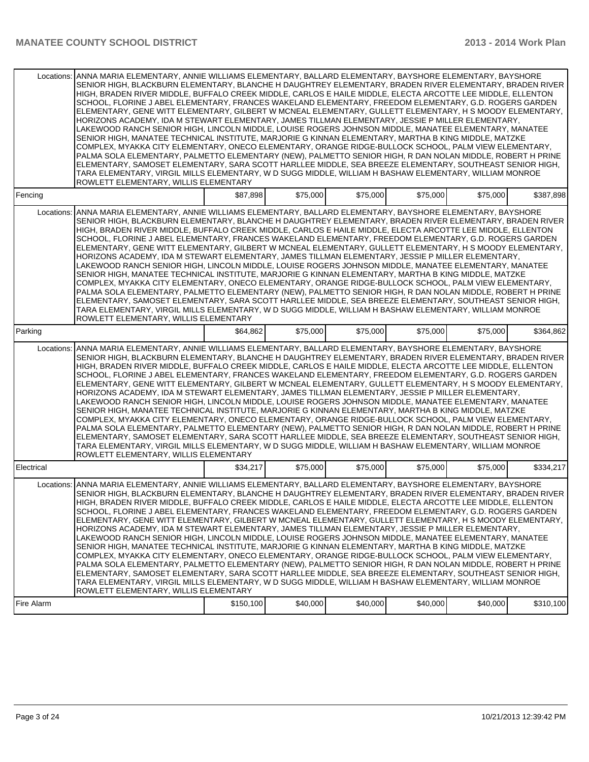| | | | | | | |
|---|---|---|---|---|---|---|
| Locations: | ANNA MARIA ELEMENTARY, ANNIE WILLIAMS ELEMENTARY, BALLARD ELEMENTARY, BAYSHORE ELEMENTARY, BAYSHORE SENIOR HIGH, BLACKBURN ELEMENTARY, BLANCHE H DAUGHTREY ELEMENTARY, BRADEN RIVER ELEMENTARY, BRADEN RIVER HIGH, BRADEN RIVER MIDDLE, BUFFALO CREEK MIDDLE, CARLOS E HAILE MIDDLE, ELECTA ARCOTTE LEE MIDDLE, ELLENTON SCHOOL, FLORINE J ABEL ELEMENTARY, FRANCES WAKELAND ELEMENTARY, FREEDOM ELEMENTARY, G.D. ROGERS GARDEN ELEMENTARY, GENE WITT ELEMENTARY, GILBERT W MCNEAL ELEMENTARY, GULLETT ELEMENTARY, H S MOODY ELEMENTARY, HORIZONS ACADEMY, IDA M STEWART ELEMENTARY, JAMES TILLMAN ELEMENTARY, JESSIE P MILLER ELEMENTARY, LAKEWOOD RANCH SENIOR HIGH, LINCOLN MIDDLE, LOUISE ROGERS JOHNSON MIDDLE, MANATEE ELEMENTARY, MANATEE SENIOR HIGH, MANATEE TECHNICAL INSTITUTE, MARJORIE G KINNAN ELEMENTARY, MARTHA B KING MIDDLE, MATZKE COMPLEX, MYAKKA CITY ELEMENTARY, ONECO ELEMENTARY, ORANGE RIDGE-BULLOCK SCHOOL, PALM VIEW ELEMENTARY, PALMA SOLA ELEMENTARY, PALMETTO ELEMENTARY (NEW), PALMETTO SENIOR HIGH, R DAN NOLAN MIDDLE, ROBERT H PRINE ELEMENTARY, SAMOSET ELEMENTARY, SARA SCOTT HARLLEE MIDDLE, SEA BREEZE ELEMENTARY, SOUTHEAST SENIOR HIGH, TARA ELEMENTARY, VIRGIL MILLS ELEMENTARY, W D SUGG MIDDLE, WILLIAM H BASHAW ELEMENTARY, WILLIAM MONROE ROWLETT ELEMENTARY, WILLIS ELEMENTARY | | | | | |
| Fencing | | $87,898 | $75,000 | $75,000 | $75,000 | $75,000 | $387,898 |
| Locations: | ANNA MARIA ELEMENTARY, ANNIE WILLIAMS ELEMENTARY, BALLARD ELEMENTARY, BAYSHORE ELEMENTARY, BAYSHORE SENIOR HIGH, BLACKBURN ELEMENTARY, BLANCHE H DAUGHTREY ELEMENTARY, BRADEN RIVER ELEMENTARY, BRADEN RIVER HIGH, BRADEN RIVER MIDDLE, BUFFALO CREEK MIDDLE, CARLOS E HAILE MIDDLE, ELECTA ARCOTTE LEE MIDDLE, ELLENTON SCHOOL, FLORINE J ABEL ELEMENTARY, FRANCES WAKELAND ELEMENTARY, FREEDOM ELEMENTARY, G.D. ROGERS GARDEN ELEMENTARY, GENE WITT ELEMENTARY, GILBERT W MCNEAL ELEMENTARY, GULLETT ELEMENTARY, H S MOODY ELEMENTARY, HORIZONS ACADEMY, IDA M STEWART ELEMENTARY, JAMES TILLMAN ELEMENTARY, JESSIE P MILLER ELEMENTARY, LAKEWOOD RANCH SENIOR HIGH, LINCOLN MIDDLE, LOUISE ROGERS JOHNSON MIDDLE, MANATEE ELEMENTARY, MANATEE SENIOR HIGH, MANATEE TECHNICAL INSTITUTE, MARJORIE G KINNAN ELEMENTARY, MARTHA B KING MIDDLE, MATZKE COMPLEX, MYAKKA CITY ELEMENTARY, ONECO ELEMENTARY, ORANGE RIDGE-BULLOCK SCHOOL, PALM VIEW ELEMENTARY, PALMA SOLA ELEMENTARY, PALMETTO ELEMENTARY (NEW), PALMETTO SENIOR HIGH, R DAN NOLAN MIDDLE, ROBERT H PRINE ELEMENTARY, SAMOSET ELEMENTARY, SARA SCOTT HARLLEE MIDDLE, SEA BREEZE ELEMENTARY, SOUTHEAST SENIOR HIGH, TARA ELEMENTARY, VIRGIL MILLS ELEMENTARY, W D SUGG MIDDLE, WILLIAM H BASHAW ELEMENTARY, WILLIAM MONROE ROWLETT ELEMENTARY, WILLIS ELEMENTARY | | | | | |
| Parking | | $64,862 | $75,000 | $75,000 | $75,000 | $75,000 | $364,862 |
| Locations: | ANNA MARIA ELEMENTARY, ANNIE WILLIAMS ELEMENTARY, BALLARD ELEMENTARY, BAYSHORE ELEMENTARY, BAYSHORE SENIOR HIGH, BLACKBURN ELEMENTARY, BLANCHE H DAUGHTREY ELEMENTARY, BRADEN RIVER ELEMENTARY, BRADEN RIVER HIGH, BRADEN RIVER MIDDLE, BUFFALO CREEK MIDDLE, CARLOS E HAILE MIDDLE, ELECTA ARCOTTE LEE MIDDLE, ELLENTON SCHOOL, FLORINE J ABEL ELEMENTARY, FRANCES WAKELAND ELEMENTARY, FREEDOM ELEMENTARY, G.D. ROGERS GARDEN ELEMENTARY, GENE WITT ELEMENTARY, GILBERT W MCNEAL ELEMENTARY, GULLETT ELEMENTARY, H S MOODY ELEMENTARY, HORIZONS ACADEMY, IDA M STEWART ELEMENTARY, JAMES TILLMAN ELEMENTARY, JESSIE P MILLER ELEMENTARY, LAKEWOOD RANCH SENIOR HIGH, LINCOLN MIDDLE, LOUISE ROGERS JOHNSON MIDDLE, MANATEE ELEMENTARY, MANATEE SENIOR HIGH, MANATEE TECHNICAL INSTITUTE, MARJORIE G KINNAN ELEMENTARY, MARTHA B KING MIDDLE, MATZKE COMPLEX, MYAKKA CITY ELEMENTARY, ONECO ELEMENTARY, ORANGE RIDGE-BULLOCK SCHOOL, PALM VIEW ELEMENTARY, PALMA SOLA ELEMENTARY, PALMETTO ELEMENTARY (NEW), PALMETTO SENIOR HIGH, R DAN NOLAN MIDDLE, ROBERT H PRINE ELEMENTARY, SAMOSET ELEMENTARY, SARA SCOTT HARLLEE MIDDLE, SEA BREEZE ELEMENTARY, SOUTHEAST SENIOR HIGH, TARA ELEMENTARY, VIRGIL MILLS ELEMENTARY, W D SUGG MIDDLE, WILLIAM H BASHAW ELEMENTARY, WILLIAM MONROE ROWLETT ELEMENTARY, WILLIS ELEMENTARY | | | | | |
| Electrical | | $34,217 | $75,000 | $75,000 | $75,000 | $75,000 | $334,217 |
| Locations: | ANNA MARIA ELEMENTARY, ANNIE WILLIAMS ELEMENTARY, BALLARD ELEMENTARY, BAYSHORE ELEMENTARY, BAYSHORE SENIOR HIGH, BLACKBURN ELEMENTARY, BLANCHE H DAUGHTREY ELEMENTARY, BRADEN RIVER ELEMENTARY, BRADEN RIVER HIGH, BRADEN RIVER MIDDLE, BUFFALO CREEK MIDDLE, CARLOS E HAILE MIDDLE, ELECTA ARCOTTE LEE MIDDLE, ELLENTON SCHOOL, FLORINE J ABEL ELEMENTARY, FRANCES WAKELAND ELEMENTARY, FREEDOM ELEMENTARY, G.D. ROGERS GARDEN ELEMENTARY, GENE WITT ELEMENTARY, GILBERT W MCNEAL ELEMENTARY, GULLETT ELEMENTARY, H S MOODY ELEMENTARY, HORIZONS ACADEMY, IDA M STEWART ELEMENTARY, JAMES TILLMAN ELEMENTARY, JESSIE P MILLER ELEMENTARY, LAKEWOOD RANCH SENIOR HIGH, LINCOLN MIDDLE, LOUISE ROGERS JOHNSON MIDDLE, MANATEE ELEMENTARY, MANATEE SENIOR HIGH, MANATEE TECHNICAL INSTITUTE, MARJORIE G KINNAN ELEMENTARY, MARTHA B KING MIDDLE, MATZKE COMPLEX, MYAKKA CITY ELEMENTARY, ONECO ELEMENTARY, ORANGE RIDGE-BULLOCK SCHOOL, PALM VIEW ELEMENTARY, PALMA SOLA ELEMENTARY, PALMETTO ELEMENTARY (NEW), PALMETTO SENIOR HIGH, R DAN NOLAN MIDDLE, ROBERT H PRINE ELEMENTARY, SAMOSET ELEMENTARY, SARA SCOTT HARLLEE MIDDLE, SEA BREEZE ELEMENTARY, SOUTHEAST SENIOR HIGH, TARA ELEMENTARY, VIRGIL MILLS ELEMENTARY, W D SUGG MIDDLE, WILLIAM H BASHAW ELEMENTARY, WILLIAM MONROE ROWLETT ELEMENTARY, WILLIS ELEMENTARY | | | | | |
| Fire Alarm | | $150,100 | $40,000 | $40,000 | $40,000 | $40,000 | $310,100 |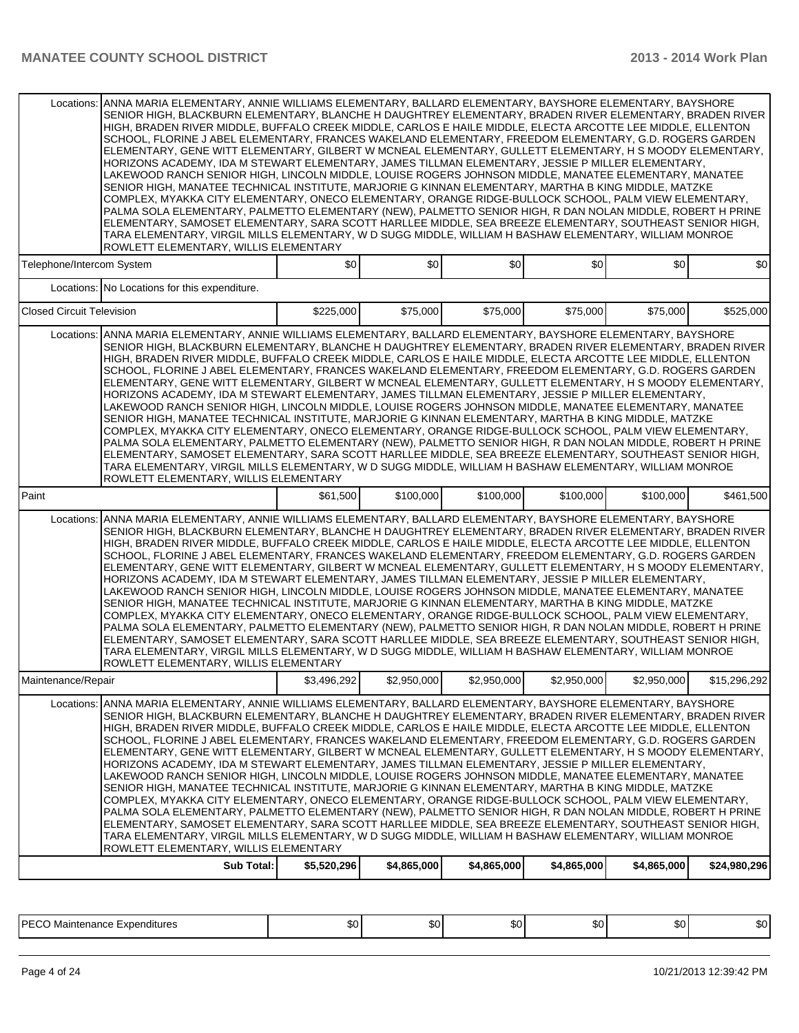| | | | | | | |
|---|---|---|---|---|---|---|
| Locations: | ANNA MARIA ELEMENTARY, ANNIE WILLIAMS ELEMENTARY, BALLARD ELEMENTARY, BAYSHORE ELEMENTARY, BAYSHORE SENIOR HIGH, BLACKBURN ELEMENTARY, BLANCHE H DAUGHTREY ELEMENTARY, BRADEN RIVER ELEMENTARY, BRADEN RIVER HIGH, BRADEN RIVER MIDDLE, BUFFALO CREEK MIDDLE, CARLOS E HAILE MIDDLE, ELECTA ARCOTTE LEE MIDDLE, ELLENTON SCHOOL, FLORINE J ABEL ELEMENTARY, FRANCES WAKELAND ELEMENTARY, FREEDOM ELEMENTARY, G.D. ROGERS GARDEN ELEMENTARY, GENE WITT ELEMENTARY, GILBERT W MCNEAL ELEMENTARY, GULLETT ELEMENTARY, H S MOODY ELEMENTARY, HORIZONS ACADEMY, IDA M STEWART ELEMENTARY, JAMES TILLMAN ELEMENTARY, JESSIE P MILLER ELEMENTARY, LAKEWOOD RANCH SENIOR HIGH, LINCOLN MIDDLE, LOUISE ROGERS JOHNSON MIDDLE, MANATEE ELEMENTARY, MANATEE SENIOR HIGH, MANATEE TECHNICAL INSTITUTE, MARJORIE G KINNAN ELEMENTARY, MARTHA B KING MIDDLE, MATZKE COMPLEX, MYAKKA CITY ELEMENTARY, ONECO ELEMENTARY, ORANGE RIDGE-BULLOCK SCHOOL, PALM VIEW ELEMENTARY, PALMA SOLA ELEMENTARY, PALMETTO ELEMENTARY (NEW), PALMETTO SENIOR HIGH, R DAN NOLAN MIDDLE, ROBERT H PRINE ELEMENTARY, SAMOSET ELEMENTARY, SARA SCOTT HARLLEE MIDDLE, SEA BREEZE ELEMENTARY, SOUTHEAST SENIOR HIGH, TARA ELEMENTARY, VIRGIL MILLS ELEMENTARY, W D SUGG MIDDLE, WILLIAM H BASHAW ELEMENTARY, WILLIAM MONROE ROWLETT ELEMENTARY, WILLIS ELEMENTARY | | | | | |
| Telephone/Intercom System | | $0 | $0 | $0 | $0 | $0 | $0 |
| Locations: | No Locations for this expenditure. | | | | | |
| Closed Circuit Television | | $225,000 | $75,000 | $75,000 | $75,000 | $75,000 | $525,000 |
| Locations: | ANNA MARIA ELEMENTARY, ANNIE WILLIAMS ELEMENTARY, BALLARD ELEMENTARY, BAYSHORE ELEMENTARY, BAYSHORE SENIOR HIGH, BLACKBURN ELEMENTARY, BLANCHE H DAUGHTREY ELEMENTARY, BRADEN RIVER ELEMENTARY, BRADEN RIVER HIGH, BRADEN RIVER MIDDLE, BUFFALO CREEK MIDDLE, CARLOS E HAILE MIDDLE, ELECTA ARCOTTE LEE MIDDLE, ELLENTON SCHOOL, FLORINE J ABEL ELEMENTARY, FRANCES WAKELAND ELEMENTARY, FREEDOM ELEMENTARY, G.D. ROGERS GARDEN ELEMENTARY, GENE WITT ELEMENTARY, GILBERT W MCNEAL ELEMENTARY, GULLETT ELEMENTARY, H S MOODY ELEMENTARY, HORIZONS ACADEMY, IDA M STEWART ELEMENTARY, JAMES TILLMAN ELEMENTARY, JESSIE P MILLER ELEMENTARY, LAKEWOOD RANCH SENIOR HIGH, LINCOLN MIDDLE, LOUISE ROGERS JOHNSON MIDDLE, MANATEE ELEMENTARY, MANATEE SENIOR HIGH, MANATEE TECHNICAL INSTITUTE, MARJORIE G KINNAN ELEMENTARY, MARTHA B KING MIDDLE, MATZKE COMPLEX, MYAKKA CITY ELEMENTARY, ONECO ELEMENTARY, ORANGE RIDGE-BULLOCK SCHOOL, PALM VIEW ELEMENTARY, PALMA SOLA ELEMENTARY, PALMETTO ELEMENTARY (NEW), PALMETTO SENIOR HIGH, R DAN NOLAN MIDDLE, ROBERT H PRINE ELEMENTARY, SAMOSET ELEMENTARY, SARA SCOTT HARLLEE MIDDLE, SEA BREEZE ELEMENTARY, SOUTHEAST SENIOR HIGH, TARA ELEMENTARY, VIRGIL MILLS ELEMENTARY, W D SUGG MIDDLE, WILLIAM H BASHAW ELEMENTARY, WILLIAM MONROE ROWLETT ELEMENTARY, WILLIS ELEMENTARY | | | | | |
| Paint | | $61,500 | $100,000 | $100,000 | $100,000 | $100,000 | $461,500 |
| Locations: | ANNA MARIA ELEMENTARY, ANNIE WILLIAMS ELEMENTARY, BALLARD ELEMENTARY, BAYSHORE ELEMENTARY, BAYSHORE SENIOR HIGH, BLACKBURN ELEMENTARY, BLANCHE H DAUGHTREY ELEMENTARY, BRADEN RIVER ELEMENTARY, BRADEN RIVER HIGH, BRADEN RIVER MIDDLE, BUFFALO CREEK MIDDLE, CARLOS E HAILE MIDDLE, ELECTA ARCOTTE LEE MIDDLE, ELLENTON SCHOOL, FLORINE J ABEL ELEMENTARY, FRANCES WAKELAND ELEMENTARY, FREEDOM ELEMENTARY, G.D. ROGERS GARDEN ELEMENTARY, GENE WITT ELEMENTARY, GILBERT W MCNEAL ELEMENTARY, GULLETT ELEMENTARY, H S MOODY ELEMENTARY, HORIZONS ACADEMY, IDA M STEWART ELEMENTARY, JAMES TILLMAN ELEMENTARY, JESSIE P MILLER ELEMENTARY, LAKEWOOD RANCH SENIOR HIGH, LINCOLN MIDDLE, LOUISE ROGERS JOHNSON MIDDLE, MANATEE ELEMENTARY, MANATEE SENIOR HIGH, MANATEE TECHNICAL INSTITUTE, MARJORIE G KINNAN ELEMENTARY, MARTHA B KING MIDDLE, MATZKE COMPLEX, MYAKKA CITY ELEMENTARY, ONECO ELEMENTARY, ORANGE RIDGE-BULLOCK SCHOOL, PALM VIEW ELEMENTARY, PALMA SOLA ELEMENTARY, PALMETTO ELEMENTARY (NEW), PALMETTO SENIOR HIGH, R DAN NOLAN MIDDLE, ROBERT H PRINE ELEMENTARY, SAMOSET ELEMENTARY, SARA SCOTT HARLLEE MIDDLE, SEA BREEZE ELEMENTARY, SOUTHEAST SENIOR HIGH, TARA ELEMENTARY, VIRGIL MILLS ELEMENTARY, W D SUGG MIDDLE, WILLIAM H BASHAW ELEMENTARY, WILLIAM MONROE ROWLETT ELEMENTARY, WILLIS ELEMENTARY | | | | | |
| Maintenance/Repair | | $3,496,292 | $2,950,000 | $2,950,000 | $2,950,000 | $2,950,000 | $15,296,292 |
| Locations: | ANNA MARIA ELEMENTARY, ANNIE WILLIAMS ELEMENTARY, BALLARD ELEMENTARY, BAYSHORE ELEMENTARY, BAYSHORE SENIOR HIGH, BLACKBURN ELEMENTARY, BLANCHE H DAUGHTREY ELEMENTARY, BRADEN RIVER ELEMENTARY, BRADEN RIVER HIGH, BRADEN RIVER MIDDLE, BUFFALO CREEK MIDDLE, CARLOS E HAILE MIDDLE, ELECTA ARCOTTE LEE MIDDLE, ELLENTON SCHOOL, FLORINE J ABEL ELEMENTARY, FRANCES WAKELAND ELEMENTARY, FREEDOM ELEMENTARY, G.D. ROGERS GARDEN ELEMENTARY, GENE WITT ELEMENTARY, GILBERT W MCNEAL ELEMENTARY, GULLETT ELEMENTARY, H S MOODY ELEMENTARY, HORIZONS ACADEMY, IDA M STEWART ELEMENTARY, JAMES TILLMAN ELEMENTARY, JESSIE P MILLER ELEMENTARY, LAKEWOOD RANCH SENIOR HIGH, LINCOLN MIDDLE, LOUISE ROGERS JOHNSON MIDDLE, MANATEE ELEMENTARY, MANATEE SENIOR HIGH, MANATEE TECHNICAL INSTITUTE, MARJORIE G KINNAN ELEMENTARY, MARTHA B KING MIDDLE, MATZKE COMPLEX, MYAKKA CITY ELEMENTARY, ONECO ELEMENTARY, ORANGE RIDGE-BULLOCK SCHOOL, PALM VIEW ELEMENTARY, PALMA SOLA ELEMENTARY, PALMETTO ELEMENTARY (NEW), PALMETTO SENIOR HIGH, R DAN NOLAN MIDDLE, ROBERT H PRINE ELEMENTARY, SAMOSET ELEMENTARY, SARA SCOTT HARLLEE MIDDLE, SEA BREEZE ELEMENTARY, SOUTHEAST SENIOR HIGH, TARA ELEMENTARY, VIRGIL MILLS ELEMENTARY, W D SUGG MIDDLE, WILLIAM H BASHAW ELEMENTARY, WILLIAM MONROE ROWLETT ELEMENTARY, WILLIS ELEMENTARY | | | | | |
| | **Sub Total:** | **$5,520,296** | **$4,865,000** | **$4,865,000** | **$4,865,000** | **$4,865,000** | **$24,980,296** |

| | | | | | | |
|---|---|---|---|---|---|---|
| PECO Maintenance Expenditures | $0 | $0 | $0 | $0 | $0 | $0 |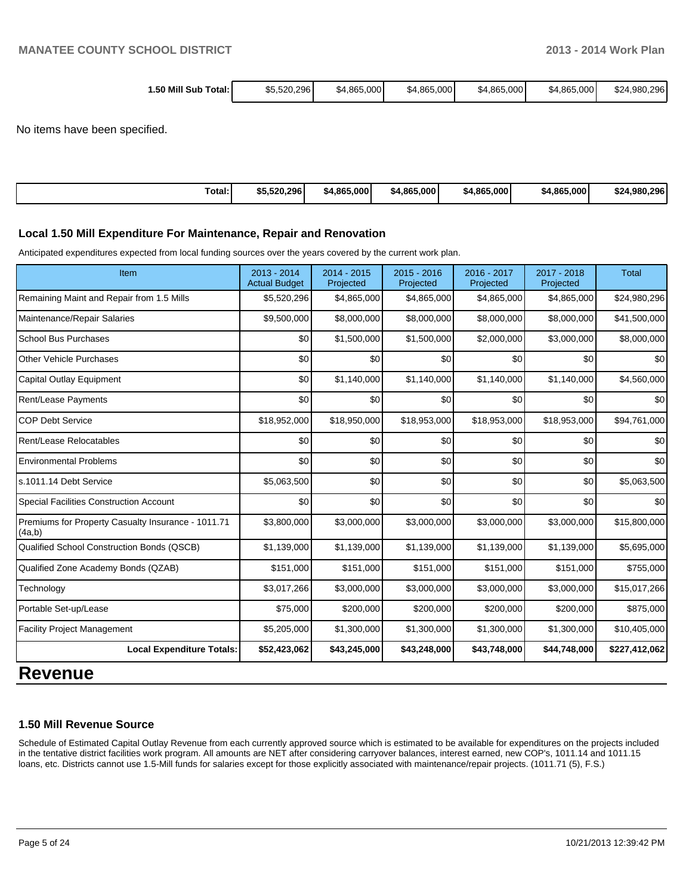| 1.50 Mill Sub Total: | $5,520,296 | $4,865,000 | $4,865,000 | $4,865,000 | $4,865,000 | $24,980,296 |
|---|---|---|---|---|---|---|

No items have been specified.

| Total: | $5,520,296 | $4,865,000 | $4,865,000 | $4,865,000 | $4,865,000 | $24,980,296 |
|---|---|---|---|---|---|---|

### Local 1.50 Mill Expenditure For Maintenance, Repair and Renovation

Anticipated expenditures expected from local funding sources over the years covered by the current work plan.

| Item | 2013 - 2014 Actual Budget | 2014 - 2015 Projected | 2015 - 2016 Projected | 2016 - 2017 Projected | 2017 - 2018 Projected | Total |
|---|---|---|---|---|---|---|
| Remaining Maint and Repair from 1.5 Mills | $5,520,296 | $4,865,000 | $4,865,000 | $4,865,000 | $4,865,000 | $24,980,296 |
| Maintenance/Repair Salaries | $9,500,000 | $8,000,000 | $8,000,000 | $8,000,000 | $8,000,000 | $41,500,000 |
| School Bus Purchases | $0 | $1,500,000 | $1,500,000 | $2,000,000 | $3,000,000 | $8,000,000 |
| Other Vehicle Purchases | $0 | $0 | $0 | $0 | $0 | $0 |
| Capital Outlay Equipment | $0 | $1,140,000 | $1,140,000 | $1,140,000 | $1,140,000 | $4,560,000 |
| Rent/Lease Payments | $0 | $0 | $0 | $0 | $0 | $0 |
| COP Debt Service | $18,952,000 | $18,950,000 | $18,953,000 | $18,953,000 | $18,953,000 | $94,761,000 |
| Rent/Lease Relocatables | $0 | $0 | $0 | $0 | $0 | $0 |
| Environmental Problems | $0 | $0 | $0 | $0 | $0 | $0 |
| s.1011.14 Debt Service | $5,063,500 | $0 | $0 | $0 | $0 | $5,063,500 |
| Special Facilities Construction Account | $0 | $0 | $0 | $0 | $0 | $0 |
| Premiums for Property Casualty Insurance - 1011.71 (4a,b) | $3,800,000 | $3,000,000 | $3,000,000 | $3,000,000 | $3,000,000 | $15,800,000 |
| Qualified School Construction Bonds (QSCB) | $1,139,000 | $1,139,000 | $1,139,000 | $1,139,000 | $1,139,000 | $5,695,000 |
| Qualified Zone Academy Bonds (QZAB) | $151,000 | $151,000 | $151,000 | $151,000 | $151,000 | $755,000 |
| Technology | $3,017,266 | $3,000,000 | $3,000,000 | $3,000,000 | $3,000,000 | $15,017,266 |
| Portable Set-up/Lease | $75,000 | $200,000 | $200,000 | $200,000 | $200,000 | $875,000 |
| Facility Project Management | $5,205,000 | $1,300,000 | $1,300,000 | $1,300,000 | $1,300,000 | $10,405,000 |
| **Local Expenditure Totals:** | **$52,423,062** | **$43,245,000** | **$43,248,000** | **$43,748,000** | **$44,748,000** | **$227,412,062** |

# Revenue

### 1.50 Mill Revenue Source

Schedule of Estimated Capital Outlay Revenue from each currently approved source which is estimated to be available for expenditures on the projects included in the tentative district facilities work program. All amounts are NET after considering carryover balances, interest earned, new COP's, 1011.14 and 1011.15 loans, etc. Districts cannot use 1.5-Mill funds for salaries except for those explicitly associated with maintenance/repair projects. (1011.71 (5), F.S.)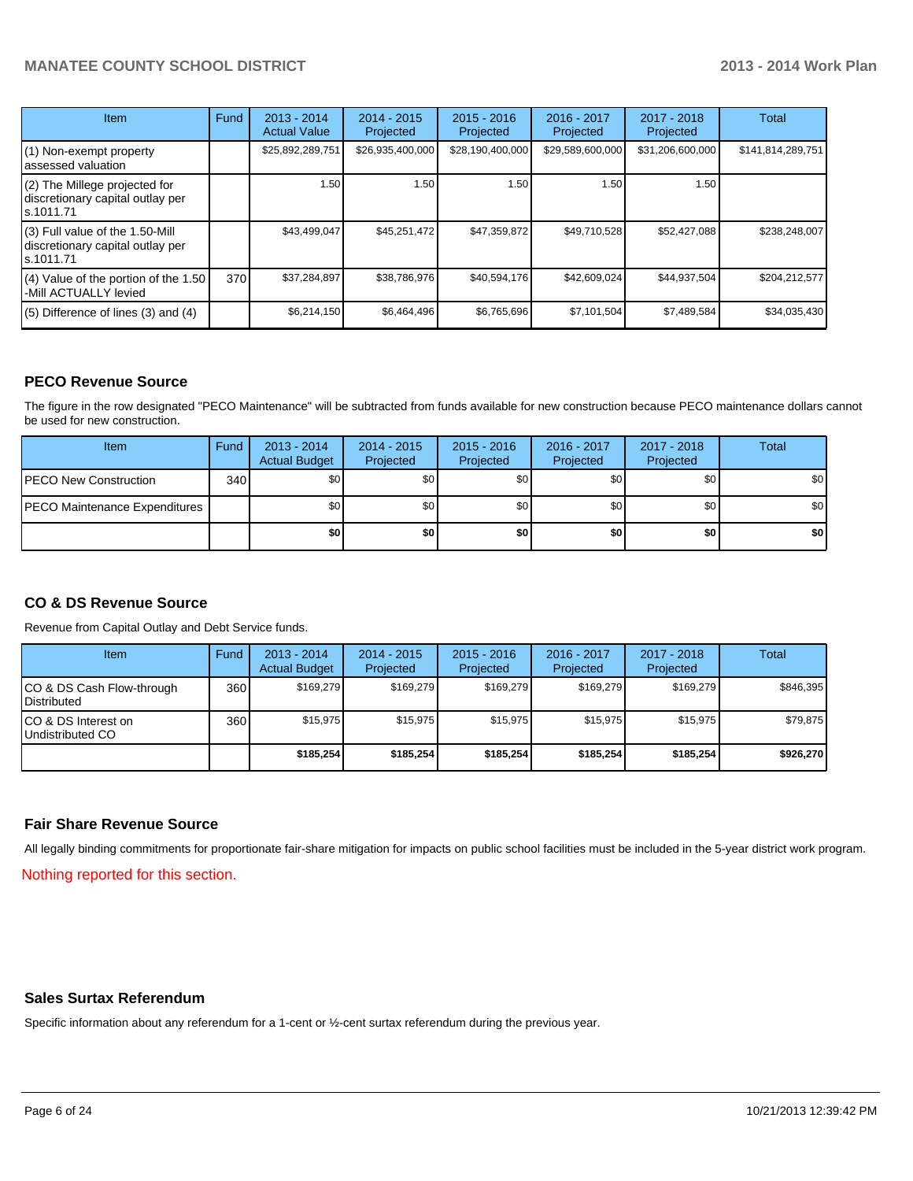| Item | Fund | 2013 - 2014 Actual Value | 2014 - 2015 Projected | 2015 - 2016 Projected | 2016 - 2017 Projected | 2017 - 2018 Projected | Total |
|---|---|---|---|---|---|---|---|
| (1) Non-exempt property assessed valuation | | $25,892,289,751 | $26,935,400,000 | $28,190,400,000 | $29,589,600,000 | $31,206,600,000 | $141,814,289,751 |
| (2) The Millege projected for discretionary capital outlay per s.1011.71 | | 1.50 | 1.50 | 1.50 | 1.50 | 1.50 | |
| (3) Full value of the 1.50-Mill discretionary capital outlay per s.1011.71 | | $43,499,047 | $45,251,472 | $47,359,872 | $49,710,528 | $52,427,088 | $238,248,007 |
| (4) Value of the portion of the 1.50 -Mill ACTUALLY levied | 370 | $37,284,897 | $38,786,976 | $40,594,176 | $42,609,024 | $44,937,504 | $204,212,577 |
| (5) Difference of lines (3) and (4) | | $6,214,150 | $6,464,496 | $6,765,696 | $7,101,504 | $7,489,584 | $34,035,430 |

## PECO Revenue Source

The figure in the row designated "PECO Maintenance" will be subtracted from funds available for new construction because PECO maintenance dollars cannot be used for new construction.

| Item | Fund | 2013 - 2014 Actual Budget | 2014 - 2015 Projected | 2015 - 2016 Projected | 2016 - 2017 Projected | 2017 - 2018 Projected | Total |
|---|---|---|---|---|---|---|---|
| PECO New Construction | 340 | $0 | $0 | $0 | $0 | $0 | $0 |
| PECO Maintenance Expenditures | | $0 | $0 | $0 | $0 | $0 | $0 |
| | | **$0** | **$0** | **$0** | **$0** | **$0** | **$0** |

## CO & DS Revenue Source

Revenue from Capital Outlay and Debt Service funds.

| Item | Fund | 2013 - 2014 Actual Budget | 2014 - 2015 Projected | 2015 - 2016 Projected | 2016 - 2017 Projected | 2017 - 2018 Projected | Total |
|---|---|---|---|---|---|---|---|
| CO & DS Cash Flow-through Distributed | 360 | $169,279 | $169,279 | $169,279 | $169,279 | $169,279 | $846,395 |
| CO & DS Interest on Undistributed CO | 360 | $15,975 | $15,975 | $15,975 | $15,975 | $15,975 | $79,875 |
| | | **$185,254** | **$185,254** | **$185,254** | **$185,254** | **$185,254** | **$926,270** |

## Fair Share Revenue Source

All legally binding commitments for proportionate fair-share mitigation for impacts on public school facilities must be included in the 5-year district work program.

Nothing reported for this section.

## Sales Surtax Referendum

Specific information about any referendum for a 1-cent or ½-cent surtax referendum during the previous year.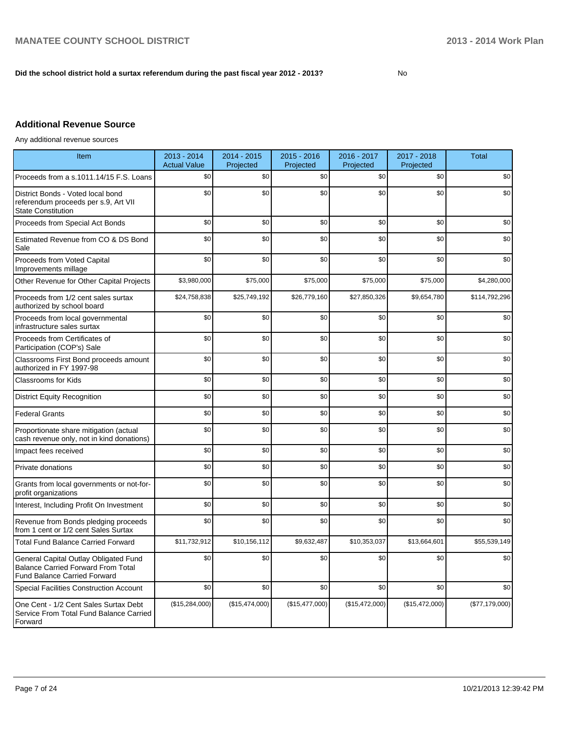**Did the school district hold a surtax referendum during the past fiscal year 2012 - 2013?** No

## Additional Revenue Source

Any additional revenue sources

| Item | 2013 - 2014 Actual Value | 2014 - 2015 Projected | 2015 - 2016 Projected | 2016 - 2017 Projected | 2017 - 2018 Projected | Total |
|---|---|---|---|---|---|---|
| Proceeds from a s.1011.14/15 F.S. Loans | $0 | $0 | $0 | $0 | $0 | $0 |
| District Bonds - Voted local bond referendum proceeds per s.9, Art VII State Constitution | $0 | $0 | $0 | $0 | $0 | $0 |
| Proceeds from Special Act Bonds | $0 | $0 | $0 | $0 | $0 | $0 |
| Estimated Revenue from CO & DS Bond Sale | $0 | $0 | $0 | $0 | $0 | $0 |
| Proceeds from Voted Capital Improvements millage | $0 | $0 | $0 | $0 | $0 | $0 |
| Other Revenue for Other Capital Projects | $3,980,000 | $75,000 | $75,000 | $75,000 | $75,000 | $4,280,000 |
| Proceeds from 1/2 cent sales surtax authorized by school board | $24,758,838 | $25,749,192 | $26,779,160 | $27,850,326 | $9,654,780 | $114,792,296 |
| Proceeds from local governmental infrastructure sales surtax | $0 | $0 | $0 | $0 | $0 | $0 |
| Proceeds from Certificates of Participation (COP's) Sale | $0 | $0 | $0 | $0 | $0 | $0 |
| Classrooms First Bond proceeds amount authorized in FY 1997-98 | $0 | $0 | $0 | $0 | $0 | $0 |
| Classrooms for Kids | $0 | $0 | $0 | $0 | $0 | $0 |
| District Equity Recognition | $0 | $0 | $0 | $0 | $0 | $0 |
| Federal Grants | $0 | $0 | $0 | $0 | $0 | $0 |
| Proportionate share mitigation (actual cash revenue only, not in kind donations) | $0 | $0 | $0 | $0 | $0 | $0 |
| Impact fees received | $0 | $0 | $0 | $0 | $0 | $0 |
| Private donations | $0 | $0 | $0 | $0 | $0 | $0 |
| Grants from local governments or not-for-profit organizations | $0 | $0 | $0 | $0 | $0 | $0 |
| Interest, Including Profit On Investment | $0 | $0 | $0 | $0 | $0 | $0 |
| Revenue from Bonds pledging proceeds from 1 cent or 1/2 cent Sales Surtax | $0 | $0 | $0 | $0 | $0 | $0 |
| Total Fund Balance Carried Forward | $11,732,912 | $10,156,112 | $9,632,487 | $10,353,037 | $13,664,601 | $55,539,149 |
| General Capital Outlay Obligated Fund Balance Carried Forward From Total Fund Balance Carried Forward | $0 | $0 | $0 | $0 | $0 | $0 |
| Special Facilities Construction Account | $0 | $0 | $0 | $0 | $0 | $0 |
| One Cent - 1/2 Cent Sales Surtax Debt Service From Total Fund Balance Carried Forward | ($15,284,000) | ($15,474,000) | ($15,477,000) | ($15,472,000) | ($15,472,000) | ($77,179,000) |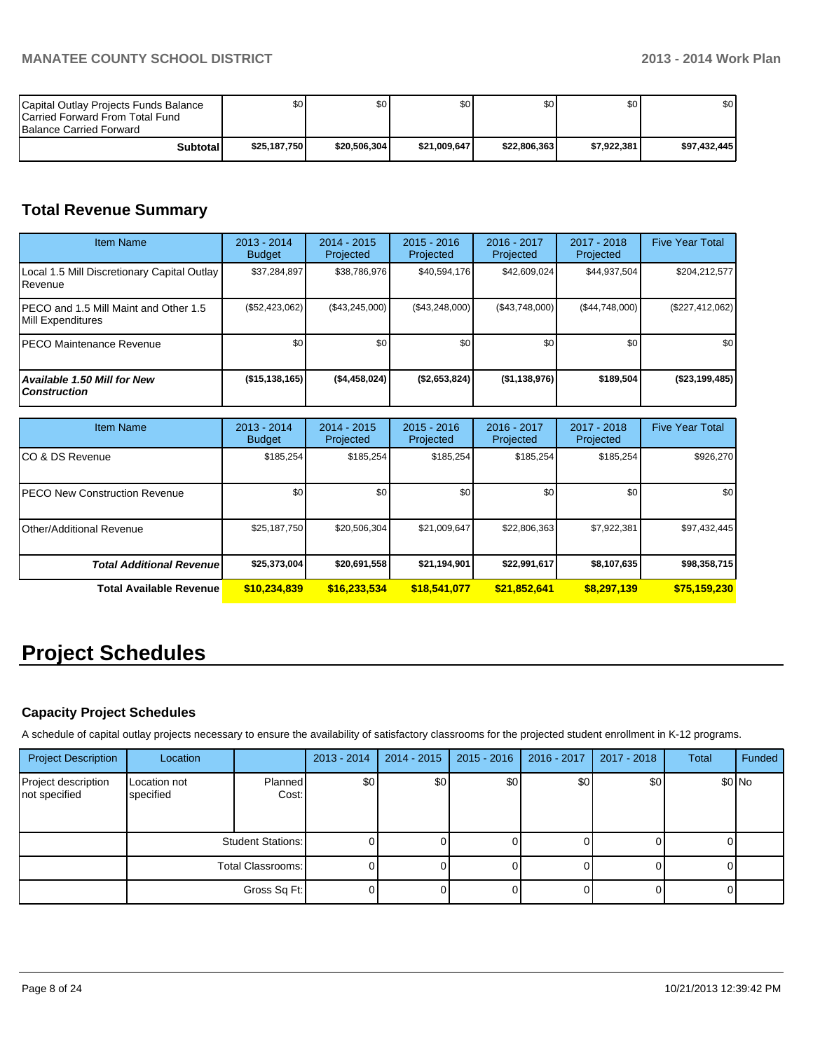| | | | | | | |
|---|---|---|---|---|---|---|
| Capital Outlay Projects Funds Balance Carried Forward From Total Fund Balance Carried Forward | $0 | $0 | $0 | $0 | $0 | $0 |
| **Subtotal** | **$25,187,750** | **$20,506,304** | **$21,009,647** | **$22,806,363** | **$7,922,381** | **$97,432,445** |

## Total Revenue Summary

| Item Name | 2013 - 2014 Budget | 2014 - 2015 Projected | 2015 - 2016 Projected | 2016 - 2017 Projected | 2017 - 2018 Projected | Five Year Total |
|---|---|---|---|---|---|---|
| Local 1.5 Mill Discretionary Capital Outlay Revenue | $37,284,897 | $38,786,976 | $40,594,176 | $42,609,024 | $44,937,504 | $204,212,577 |
| PECO and 1.5 Mill Maint and Other 1.5 Mill Expenditures | ($52,423,062) | ($43,245,000) | ($43,248,000) | ($43,748,000) | ($44,748,000) | ($227,412,062) |
| PECO Maintenance Revenue | $0 | $0 | $0 | $0 | $0 | $0 |
| ***Available 1.50 Mill for New Construction*** | **($15,138,165)** | **($4,458,024)** | **($2,653,824)** | **($1,138,976)** | **$189,504** | **($23,199,485)** |

| Item Name | 2013 - 2014 Budget | 2014 - 2015 Projected | 2015 - 2016 Projected | 2016 - 2017 Projected | 2017 - 2018 Projected | Five Year Total |
|---|---|---|---|---|---|---|
| CO & DS Revenue | $185,254 | $185,254 | $185,254 | $185,254 | $185,254 | $926,270 |
| PECO New Construction Revenue | $0 | $0 | $0 | $0 | $0 | $0 |
| Other/Additional Revenue | $25,187,750 | $20,506,304 | $21,009,647 | $22,806,363 | $7,922,381 | $97,432,445 |
| ***Total Additional Revenue*** | **$25,373,004** | **$20,691,558** | **$21,194,901** | **$22,991,617** | **$8,107,635** | **$98,358,715** |
| **Total Available Revenue** | **$10,234,839** | **$16,233,534** | **$18,541,077** | **$21,852,641** | **$8,297,139** | **$75,159,230** |

# Project Schedules

### Capacity Project Schedules

A schedule of capital outlay projects necessary to ensure the availability of satisfactory classrooms for the projected student enrollment in K-12 programs.

| Project Description | Location | | 2013 - 2014 | 2014 - 2015 | 2015 - 2016 | 2016 - 2017 | 2017 - 2018 | Total | Funded |
|---|---|---|---|---|---|---|---|---|---|
| Project description not specified | Location not specified | Planned Cost: | $0 | $0 | $0 | $0 | $0 | $0 | No |
| | | Student Stations: | 0 | 0 | 0 | 0 | 0 | 0 | |
| | | Total Classrooms: | 0 | 0 | 0 | 0 | 0 | 0 | |
| | | Gross Sq Ft: | 0 | 0 | 0 | 0 | 0 | 0 | |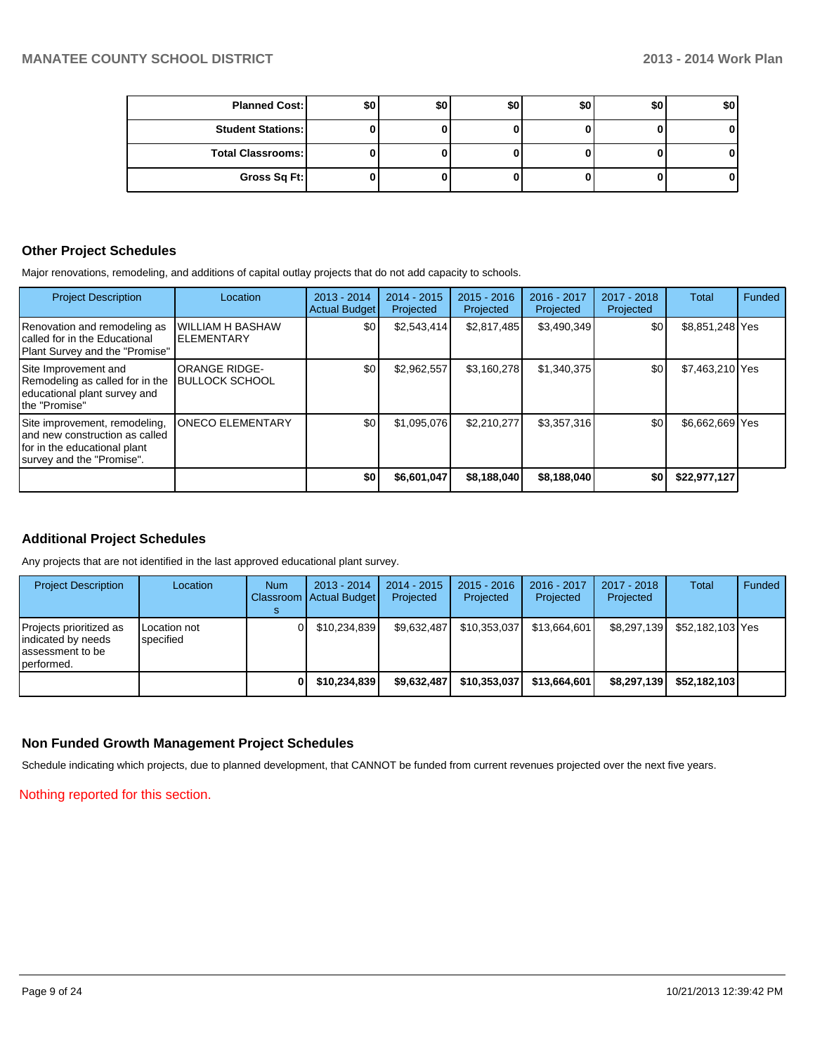| Planned Cost: | $0 | $0 | $0 | $0 | $0 | $0 |
|---|---|---|---|---|---|---|
| Student Stations: | 0 | 0 | 0 | 0 | 0 | 0 |
| Total Classrooms: | 0 | 0 | 0 | 0 | 0 | 0 |
| Gross Sq Ft: | 0 | 0 | 0 | 0 | 0 | 0 |

## Other Project Schedules

Major renovations, remodeling, and additions of capital outlay projects that do not add capacity to schools.

| Project Description | Location | 2013 - 2014 Actual Budget | 2014 - 2015 Projected | 2015 - 2016 Projected | 2016 - 2017 Projected | 2017 - 2018 Projected | Total | Funded |
|---|---|---|---|---|---|---|---|---|
| Renovation and remodeling as called for in the Educational Plant Survey and the "Promise" | WILLIAM H BASHAW ELEMENTARY | $0 | $2,543,414 | $2,817,485 | $3,490,349 | $0 | $8,851,248 | Yes |
| Site Improvement and Remodeling as called for in the educational plant survey and the "Promise" | ORANGE RIDGE-BULLOCK SCHOOL | $0 | $2,962,557 | $3,160,278 | $1,340,375 | $0 | $7,463,210 | Yes |
| Site improvement, remodeling, and new construction as called for in the educational plant survey and the "Promise". | ONECO ELEMENTARY | $0 | $1,095,076 | $2,210,277 | $3,357,316 | $0 | $6,662,669 | Yes |
| | | **$0** | **$6,601,047** | **$8,188,040** | **$8,188,040** | **$0** | **$22,977,127** | |

## Additional Project Schedules

Any projects that are not identified in the last approved educational plant survey.

| Project Description | Location | Num Classrooms | 2013 - 2014 Actual Budget | 2014 - 2015 Projected | 2015 - 2016 Projected | 2016 - 2017 Projected | 2017 - 2018 Projected | Total | Funded |
|---|---|---|---|---|---|---|---|---|---|
| Projects prioritized as indicated by needs assessment to be performed. | Location not specified | 0 | $10,234,839 | $9,632,487 | $10,353,037 | $13,664,601 | $8,297,139 | $52,182,103 | Yes |
| | | **0** | **$10,234,839** | **$9,632,487** | **$10,353,037** | **$13,664,601** | **$8,297,139** | **$52,182,103** | |

## Non Funded Growth Management Project Schedules

Schedule indicating which projects, due to planned development, that CANNOT be funded from current revenues projected over the next five years.

Nothing reported for this section.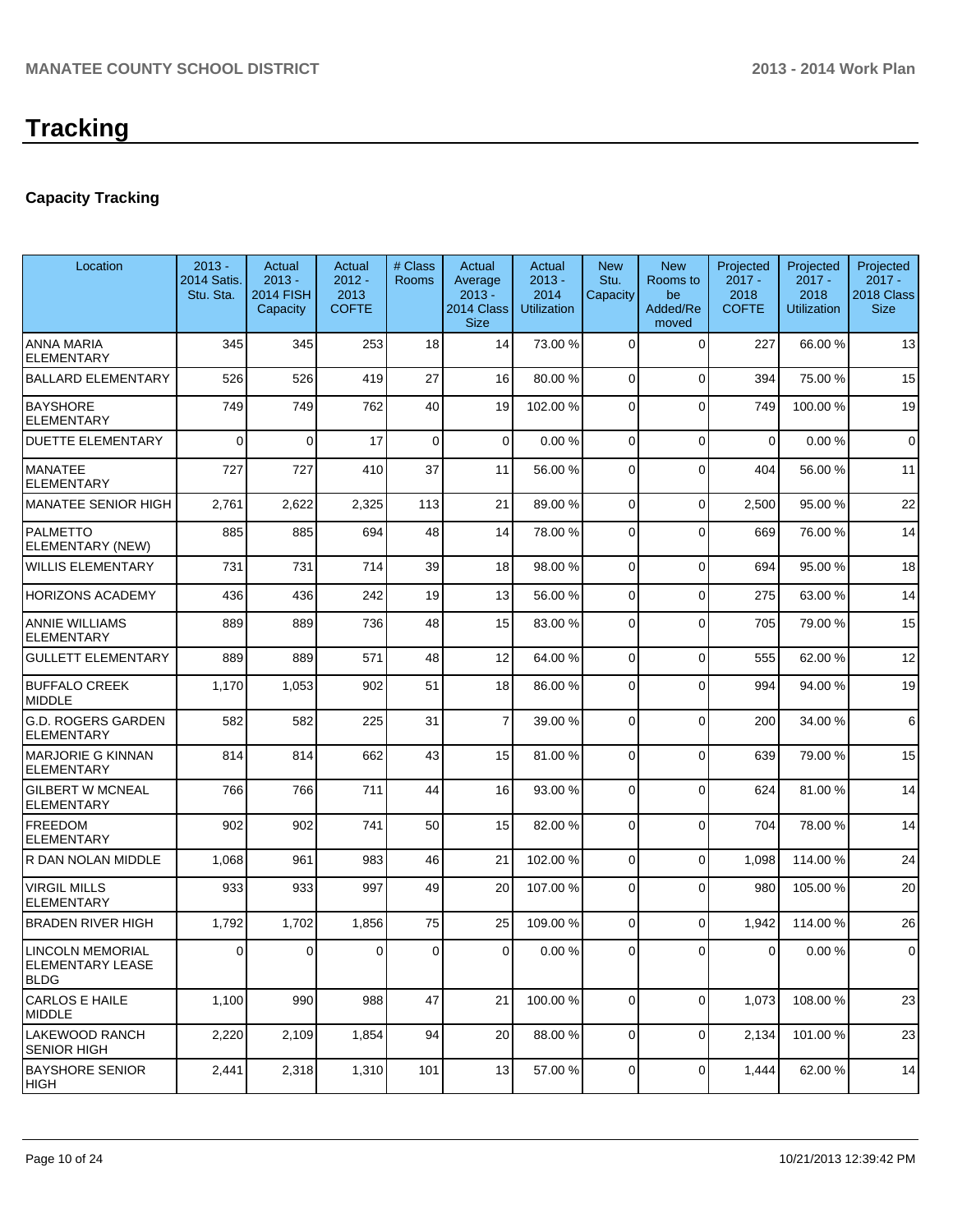# Tracking

## Capacity Tracking

| Location | 2013 - 2014 Satis. Stu. Sta. | Actual 2013 - 2014 FISH Capacity | Actual 2012 - 2013 COFTE | # Class Rooms | Actual Average 2013 - 2014 Class Size | Actual 2013 - 2014 Utilization | New Stu. Capacity | New Rooms to be Added/Removed | Projected 2017 - 2018 COFTE | Projected 2017 - 2018 Utilization | Projected 2017 - 2018 Class Size |
|---|---|---|---|---|---|---|---|---|---|---|---|
| ANNA MARIA ELEMENTARY | 345 | 345 | 253 | 18 | 14 | 73.00 % | 0 | 0 | 227 | 66.00 % | 13 |
| BALLARD ELEMENTARY | 526 | 526 | 419 | 27 | 16 | 80.00 % | 0 | 0 | 394 | 75.00 % | 15 |
| BAYSHORE ELEMENTARY | 749 | 749 | 762 | 40 | 19 | 102.00 % | 0 | 0 | 749 | 100.00 % | 19 |
| DUETTE ELEMENTARY | 0 | 0 | 17 | 0 | 0 | 0.00 % | 0 | 0 | 0 | 0.00 % | 0 |
| MANATEE ELEMENTARY | 727 | 727 | 410 | 37 | 11 | 56.00 % | 0 | 0 | 404 | 56.00 % | 11 |
| MANATEE SENIOR HIGH | 2,761 | 2,622 | 2,325 | 113 | 21 | 89.00 % | 0 | 0 | 2,500 | 95.00 % | 22 |
| PALMETTO ELEMENTARY (NEW) | 885 | 885 | 694 | 48 | 14 | 78.00 % | 0 | 0 | 669 | 76.00 % | 14 |
| WILLIS ELEMENTARY | 731 | 731 | 714 | 39 | 18 | 98.00 % | 0 | 0 | 694 | 95.00 % | 18 |
| HORIZONS ACADEMY | 436 | 436 | 242 | 19 | 13 | 56.00 % | 0 | 0 | 275 | 63.00 % | 14 |
| ANNIE WILLIAMS ELEMENTARY | 889 | 889 | 736 | 48 | 15 | 83.00 % | 0 | 0 | 705 | 79.00 % | 15 |
| GULLETT ELEMENTARY | 889 | 889 | 571 | 48 | 12 | 64.00 % | 0 | 0 | 555 | 62.00 % | 12 |
| BUFFALO CREEK MIDDLE | 1,170 | 1,053 | 902 | 51 | 18 | 86.00 % | 0 | 0 | 994 | 94.00 % | 19 |
| G.D. ROGERS GARDEN ELEMENTARY | 582 | 582 | 225 | 31 | 7 | 39.00 % | 0 | 0 | 200 | 34.00 % | 6 |
| MARJORIE G KINNAN ELEMENTARY | 814 | 814 | 662 | 43 | 15 | 81.00 % | 0 | 0 | 639 | 79.00 % | 15 |
| GILBERT W MCNEAL ELEMENTARY | 766 | 766 | 711 | 44 | 16 | 93.00 % | 0 | 0 | 624 | 81.00 % | 14 |
| FREEDOM ELEMENTARY | 902 | 902 | 741 | 50 | 15 | 82.00 % | 0 | 0 | 704 | 78.00 % | 14 |
| R DAN NOLAN MIDDLE | 1,068 | 961 | 983 | 46 | 21 | 102.00 % | 0 | 0 | 1,098 | 114.00 % | 24 |
| VIRGIL MILLS ELEMENTARY | 933 | 933 | 997 | 49 | 20 | 107.00 % | 0 | 0 | 980 | 105.00 % | 20 |
| BRADEN RIVER HIGH | 1,792 | 1,702 | 1,856 | 75 | 25 | 109.00 % | 0 | 0 | 1,942 | 114.00 % | 26 |
| LINCOLN MEMORIAL ELEMENTARY LEASE BLDG | 0 | 0 | 0 | 0 | 0 | 0.00 % | 0 | 0 | 0 | 0.00 % | 0 |
| CARLOS E HAILE MIDDLE | 1,100 | 990 | 988 | 47 | 21 | 100.00 % | 0 | 0 | 1,073 | 108.00 % | 23 |
| LAKEWOOD RANCH SENIOR HIGH | 2,220 | 2,109 | 1,854 | 94 | 20 | 88.00 % | 0 | 0 | 2,134 | 101.00 % | 23 |
| BAYSHORE SENIOR HIGH | 2,441 | 2,318 | 1,310 | 101 | 13 | 57.00 % | 0 | 0 | 1,444 | 62.00 % | 14 |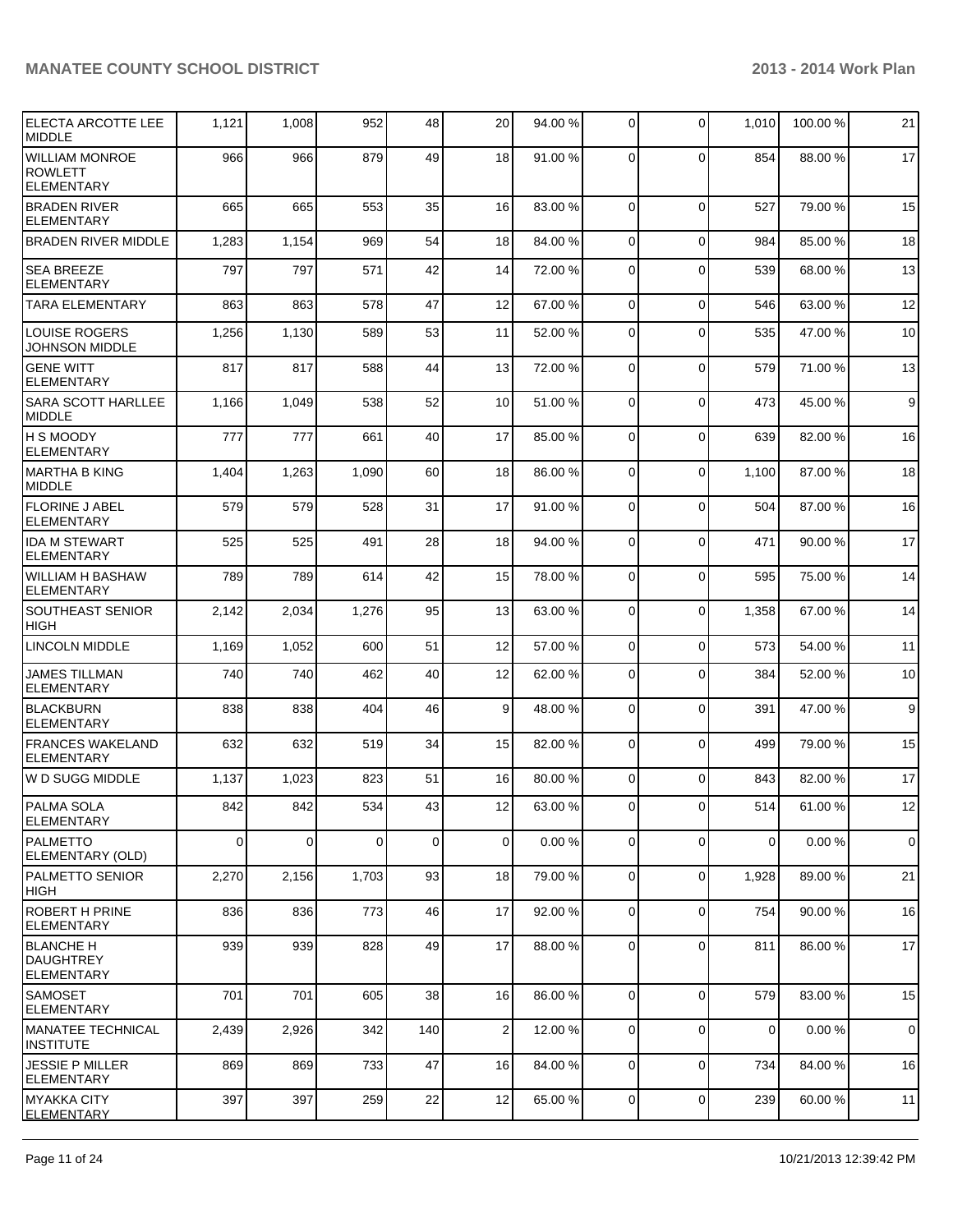| | | | | | | | | | | |
|---|---|---|---|---|---|---|---|---|---|---|
| ELECTA ARCOTTE LEE MIDDLE | 1,121 | 1,008 | 952 | 48 | 20 | 94.00 % | 0 | 0 | 1,010 | 100.00 % | 21 |
| WILLIAM MONROE ROWLETT ELEMENTARY | 966 | 966 | 879 | 49 | 18 | 91.00 % | 0 | 0 | 854 | 88.00 % | 17 |
| BRADEN RIVER ELEMENTARY | 665 | 665 | 553 | 35 | 16 | 83.00 % | 0 | 0 | 527 | 79.00 % | 15 |
| BRADEN RIVER MIDDLE | 1,283 | 1,154 | 969 | 54 | 18 | 84.00 % | 0 | 0 | 984 | 85.00 % | 18 |
| SEA BREEZE ELEMENTARY | 797 | 797 | 571 | 42 | 14 | 72.00 % | 0 | 0 | 539 | 68.00 % | 13 |
| TARA ELEMENTARY | 863 | 863 | 578 | 47 | 12 | 67.00 % | 0 | 0 | 546 | 63.00 % | 12 |
| LOUISE ROGERS JOHNSON MIDDLE | 1,256 | 1,130 | 589 | 53 | 11 | 52.00 % | 0 | 0 | 535 | 47.00 % | 10 |
| GENE WITT ELEMENTARY | 817 | 817 | 588 | 44 | 13 | 72.00 % | 0 | 0 | 579 | 71.00 % | 13 |
| SARA SCOTT HARLLEE MIDDLE | 1,166 | 1,049 | 538 | 52 | 10 | 51.00 % | 0 | 0 | 473 | 45.00 % | 9 |
| H S MOODY ELEMENTARY | 777 | 777 | 661 | 40 | 17 | 85.00 % | 0 | 0 | 639 | 82.00 % | 16 |
| MARTHA B KING MIDDLE | 1,404 | 1,263 | 1,090 | 60 | 18 | 86.00 % | 0 | 0 | 1,100 | 87.00 % | 18 |
| FLORINE J ABEL ELEMENTARY | 579 | 579 | 528 | 31 | 17 | 91.00 % | 0 | 0 | 504 | 87.00 % | 16 |
| IDA M STEWART ELEMENTARY | 525 | 525 | 491 | 28 | 18 | 94.00 % | 0 | 0 | 471 | 90.00 % | 17 |
| WILLIAM H BASHAW ELEMENTARY | 789 | 789 | 614 | 42 | 15 | 78.00 % | 0 | 0 | 595 | 75.00 % | 14 |
| SOUTHEAST SENIOR HIGH | 2,142 | 2,034 | 1,276 | 95 | 13 | 63.00 % | 0 | 0 | 1,358 | 67.00 % | 14 |
| LINCOLN MIDDLE | 1,169 | 1,052 | 600 | 51 | 12 | 57.00 % | 0 | 0 | 573 | 54.00 % | 11 |
| JAMES TILLMAN ELEMENTARY | 740 | 740 | 462 | 40 | 12 | 62.00 % | 0 | 0 | 384 | 52.00 % | 10 |
| BLACKBURN ELEMENTARY | 838 | 838 | 404 | 46 | 9 | 48.00 % | 0 | 0 | 391 | 47.00 % | 9 |
| FRANCES WAKELAND ELEMENTARY | 632 | 632 | 519 | 34 | 15 | 82.00 % | 0 | 0 | 499 | 79.00 % | 15 |
| W D SUGG MIDDLE | 1,137 | 1,023 | 823 | 51 | 16 | 80.00 % | 0 | 0 | 843 | 82.00 % | 17 |
| PALMA SOLA ELEMENTARY | 842 | 842 | 534 | 43 | 12 | 63.00 % | 0 | 0 | 514 | 61.00 % | 12 |
| PALMETTO ELEMENTARY (OLD) | 0 | 0 | 0 | 0 | 0 | 0.00 % | 0 | 0 | 0 | 0.00 % | 0 |
| PALMETTO SENIOR HIGH | 2,270 | 2,156 | 1,703 | 93 | 18 | 79.00 % | 0 | 0 | 1,928 | 89.00 % | 21 |
| ROBERT H PRINE ELEMENTARY | 836 | 836 | 773 | 46 | 17 | 92.00 % | 0 | 0 | 754 | 90.00 % | 16 |
| BLANCHE H DAUGHTREY ELEMENTARY | 939 | 939 | 828 | 49 | 17 | 88.00 % | 0 | 0 | 811 | 86.00 % | 17 |
| SAMOSET ELEMENTARY | 701 | 701 | 605 | 38 | 16 | 86.00 % | 0 | 0 | 579 | 83.00 % | 15 |
| MANATEE TECHNICAL INSTITUTE | 2,439 | 2,926 | 342 | 140 | 2 | 12.00 % | 0 | 0 | 0 | 0.00 % | 0 |
| JESSIE P MILLER ELEMENTARY | 869 | 869 | 733 | 47 | 16 | 84.00 % | 0 | 0 | 734 | 84.00 % | 16 |
| MYAKKA CITY ELEMENTARY | 397 | 397 | 259 | 22 | 12 | 65.00 % | 0 | 0 | 239 | 60.00 % | 11 |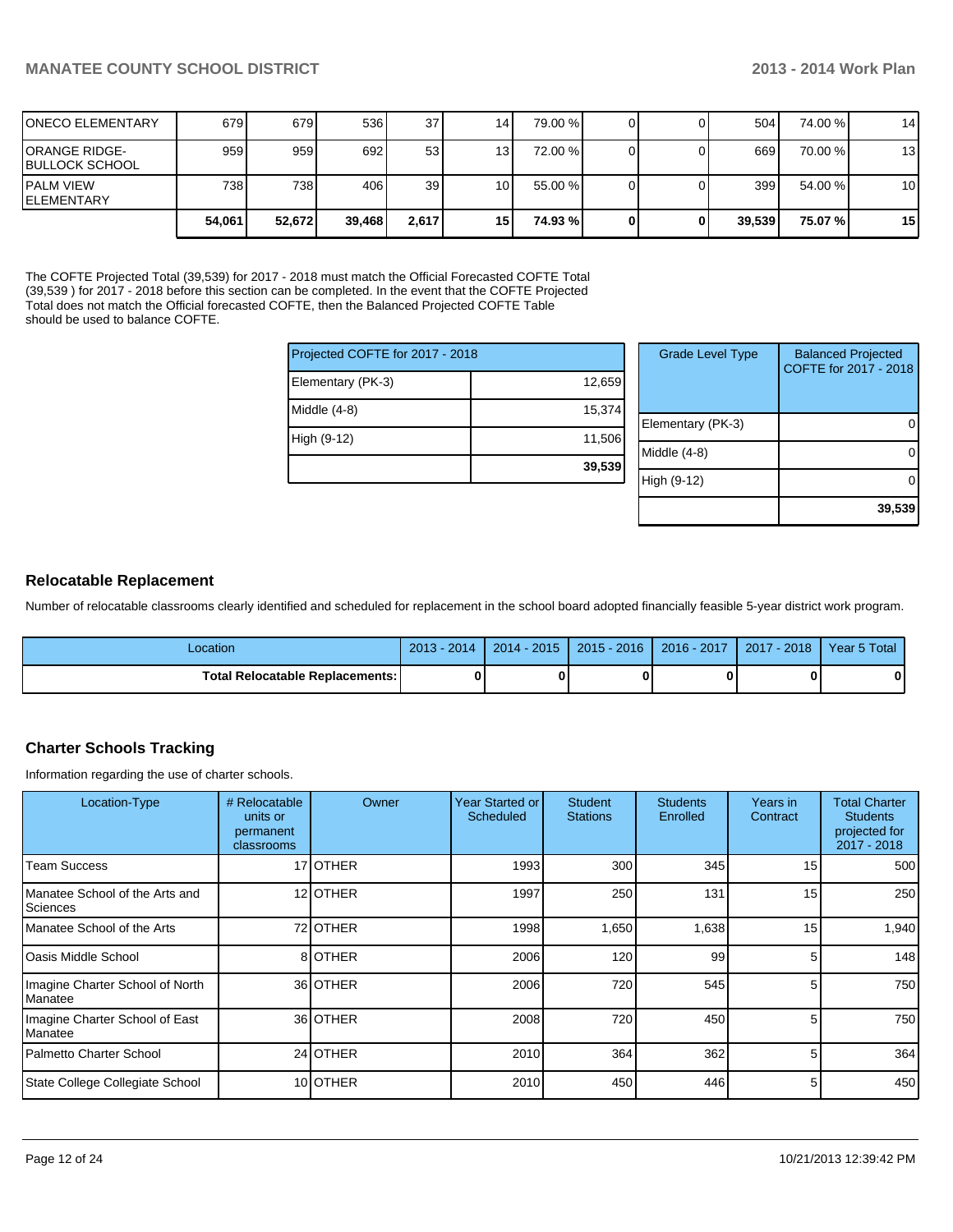| | | | | | | | | | | |
|---|---|---|---|---|---|---|---|---|---|---|
| ONECO ELEMENTARY | 679 | 679 | 536 | 37 | 14 | 79.00 % | 0 | 0 | 504 | 74.00 % | 14 |
| ORANGE RIDGE-BULLOCK SCHOOL | 959 | 959 | 692 | 53 | 13 | 72.00 % | 0 | 0 | 669 | 70.00 % | 13 |
| PALM VIEW ELEMENTARY | 738 | 738 | 406 | 39 | 10 | 55.00 % | 0 | 0 | 399 | 54.00 % | 10 |
| | **54,061** | **52,672** | **39,468** | **2,617** | **15** | **74.93 %** | **0** | **0** | **39,539** | **75.07 %** | **15** |

The COFTE Projected Total (39,539) for 2017 - 2018 must match the Official Forecasted COFTE Total (39,539 ) for 2017 - 2018 before this section can be completed. In the event that the COFTE Projected Total does not match the Official forecasted COFTE, then the Balanced Projected COFTE Table should be used to balance COFTE.

| Projected COFTE for 2017 - 2018 | |
|---|---|
| Elementary (PK-3) | 12,659 |
| Middle (4-8) | 15,374 |
| High (9-12) | 11,506 |
| | **39,539** |

| Grade Level Type | Balanced Projected COFTE for 2017 - 2018 |
|---|---|
| Elementary (PK-3) | 0 |
| Middle (4-8) | 0 |
| High (9-12) | 0 |
| | **39,539** |

## Relocatable Replacement

Number of relocatable classrooms clearly identified and scheduled for replacement in the school board adopted financially feasible 5-year district work program.

| Location | 2013 - 2014 | 2014 - 2015 | 2015 - 2016 | 2016 - 2017 | 2017 - 2018 | Year 5 Total |
|---|---|---|---|---|---|---|
| **Total Relocatable Replacements:** | **0** | **0** | **0** | **0** | **0** | **0** |

## Charter Schools Tracking

Information regarding the use of charter schools.

| Location-Type | # Relocatable units or permanent classrooms | Owner | Year Started or Scheduled | Student Stations | Students Enrolled | Years in Contract | Total Charter Students projected for 2017 - 2018 |
|---|---|---|---|---|---|---|---|
| Team Success | 17 | OTHER | 1993 | 300 | 345 | 15 | 500 |
| Manatee School of the Arts and Sciences | 12 | OTHER | 1997 | 250 | 131 | 15 | 250 |
| Manatee School of the Arts | 72 | OTHER | 1998 | 1,650 | 1,638 | 15 | 1,940 |
| Oasis Middle School | 8 | OTHER | 2006 | 120 | 99 | 5 | 148 |
| Imagine Charter School of North Manatee | 36 | OTHER | 2006 | 720 | 545 | 5 | 750 |
| Imagine Charter School of East Manatee | 36 | OTHER | 2008 | 720 | 450 | 5 | 750 |
| Palmetto Charter School | 24 | OTHER | 2010 | 364 | 362 | 5 | 364 |
| State College Collegiate School | 10 | OTHER | 2010 | 450 | 446 | 5 | 450 |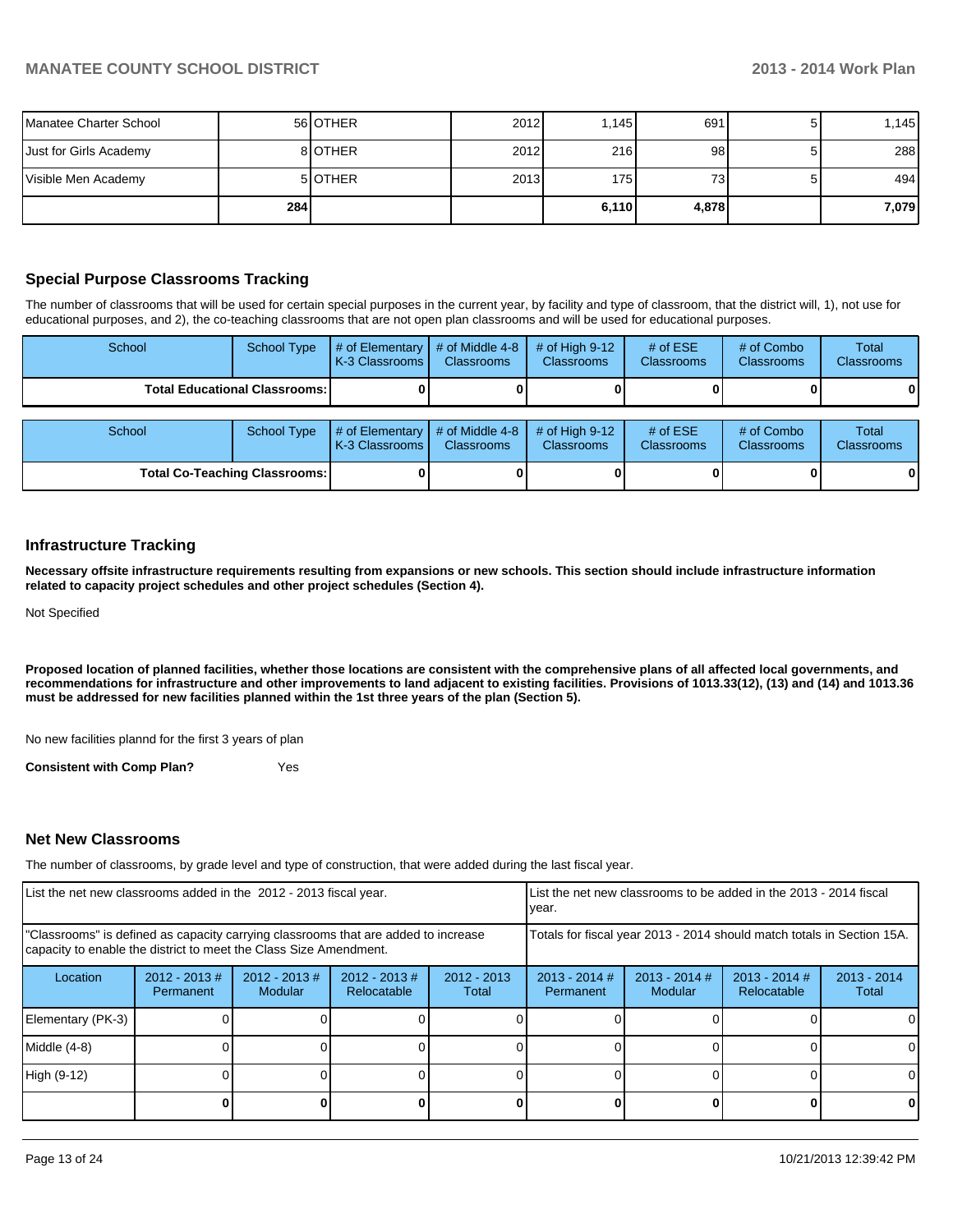| | | | | | | | |
|---|---|---|---|---|---|---|---|
| Manatee Charter School | 56 | OTHER | 2012 | 1,145 | 691 | 5 | 1,145 |
| Just for Girls Academy | 8 | OTHER | 2012 | 216 | 98 | 5 | 288 |
| Visible Men Academy | 5 | OTHER | 2013 | 175 | 73 | 5 | 494 |
| | **284** | | | **6,110** | **4,878** | | **7,079** |

## Special Purpose Classrooms Tracking

The number of classrooms that will be used for certain special purposes in the current year, by facility and type of classroom, that the district will, 1), not use for educational purposes, and 2), the co-teaching classrooms that are not open plan classrooms and will be used for educational purposes.

| School | School Type | # of Elementary K-3 Classrooms | # of Middle 4-8 Classrooms | # of High 9-12 Classrooms | # of ESE Classrooms | # of Combo Classrooms | Total Classrooms |
|---|---|---|---|---|---|---|---|
| **Total Educational Classrooms:** | | **0** | **0** | **0** | **0** | **0** | **0** |

| School | School Type | # of Elementary K-3 Classrooms | # of Middle 4-8 Classrooms | # of High 9-12 Classrooms | # of ESE Classrooms | # of Combo Classrooms | Total Classrooms |
|---|---|---|---|---|---|---|---|
| **Total Co-Teaching Classrooms:** | | **0** | **0** | **0** | **0** | **0** | **0** |

## Infrastructure Tracking

**Necessary offsite infrastructure requirements resulting from expansions or new schools. This section should include infrastructure information related to capacity project schedules and other project schedules (Section 4).**

Not Specified

**Proposed location of planned facilities, whether those locations are consistent with the comprehensive plans of all affected local governments, and recommendations for infrastructure and other improvements to land adjacent to existing facilities. Provisions of 1013.33(12), (13) and (14) and 1013.36 must be addressed for new facilities planned within the 1st three years of the plan (Section 5).**

No new facilities plannd for the first 3 years of plan

**Consistent with Comp Plan?** Yes

## Net New Classrooms

The number of classrooms, by grade level and type of construction, that were added during the last fiscal year.

| List the net new classrooms added in the 2012 - 2013 fiscal year. | | | | | List the net new classrooms to be added in the 2013 - 2014 fiscal year. | | | |
|---|---|---|---|---|---|---|---|---|
| "Classrooms" is defined as capacity carrying classrooms that are added to increase capacity to enable the district to meet the Class Size Amendment. | | | | | Totals for fiscal year 2013 - 2014 should match totals in Section 15A. | | | |
| Location | 2012 - 2013 # Permanent | 2012 - 2013 # Modular | 2012 - 2013 # Relocatable | 2012 - 2013 Total | 2013 - 2014 # Permanent | 2013 - 2014 # Modular | 2013 - 2014 # Relocatable | 2013 - 2014 Total |
| Elementary (PK-3) | 0 | 0 | 0 | 0 | 0 | 0 | 0 | 0 |
| Middle (4-8) | 0 | 0 | 0 | 0 | 0 | 0 | 0 | 0 |
| High (9-12) | 0 | 0 | 0 | 0 | 0 | 0 | 0 | 0 |
| | **0** | **0** | **0** | **0** | **0** | **0** | **0** | **0** |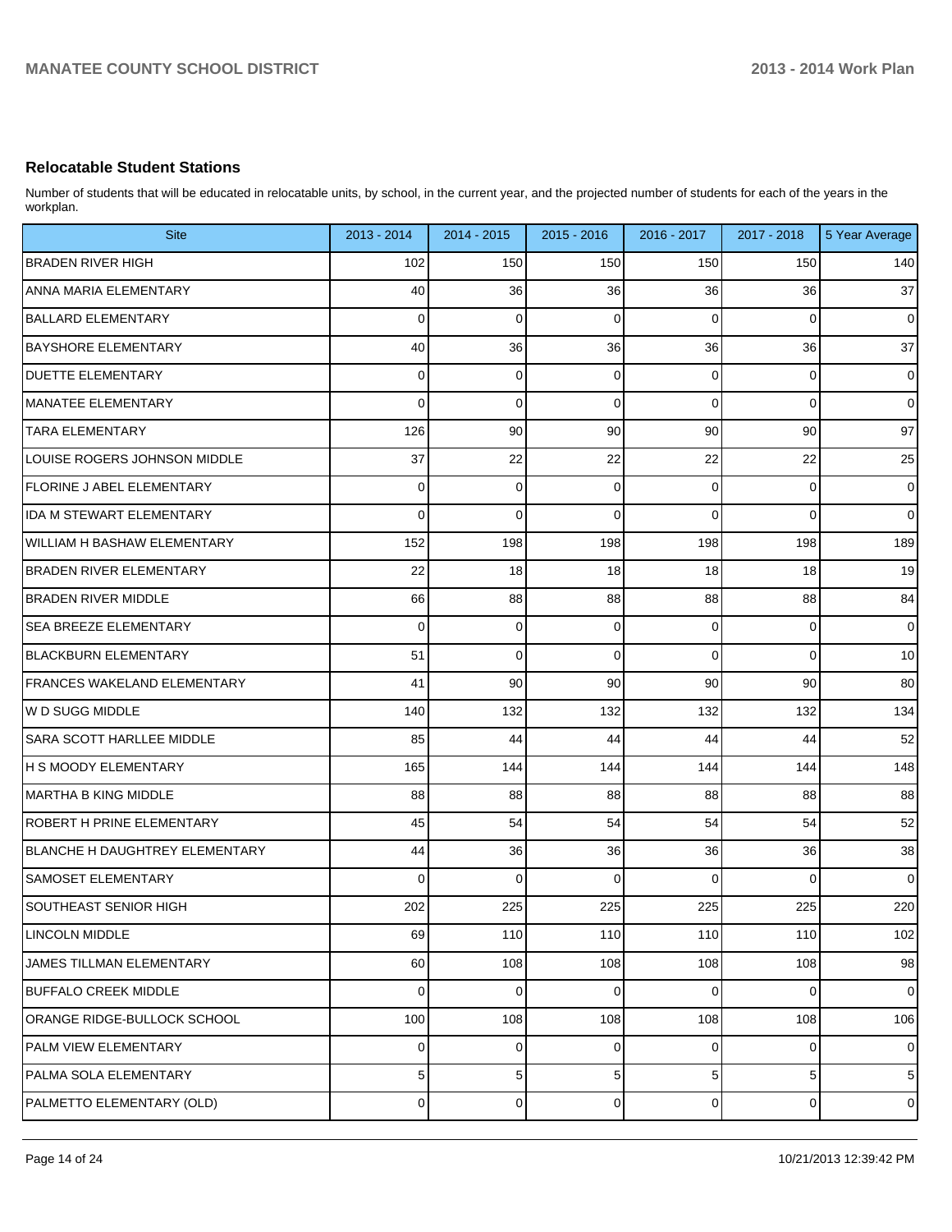## Relocatable Student Stations

Number of students that will be educated in relocatable units, by school, in the current year, and the projected number of students for each of the years in the workplan.

| Site | 2013 - 2014 | 2014 - 2015 | 2015 - 2016 | 2016 - 2017 | 2017 - 2018 | 5 Year Average |
|---|---|---|---|---|---|---|
| BRADEN RIVER HIGH | 102 | 150 | 150 | 150 | 150 | 140 |
| ANNA MARIA ELEMENTARY | 40 | 36 | 36 | 36 | 36 | 37 |
| BALLARD ELEMENTARY | 0 | 0 | 0 | 0 | 0 | 0 |
| BAYSHORE ELEMENTARY | 40 | 36 | 36 | 36 | 36 | 37 |
| DUETTE ELEMENTARY | 0 | 0 | 0 | 0 | 0 | 0 |
| MANATEE ELEMENTARY | 0 | 0 | 0 | 0 | 0 | 0 |
| TARA ELEMENTARY | 126 | 90 | 90 | 90 | 90 | 97 |
| LOUISE ROGERS JOHNSON MIDDLE | 37 | 22 | 22 | 22 | 22 | 25 |
| FLORINE J ABEL ELEMENTARY | 0 | 0 | 0 | 0 | 0 | 0 |
| IDA M STEWART ELEMENTARY | 0 | 0 | 0 | 0 | 0 | 0 |
| WILLIAM H BASHAW ELEMENTARY | 152 | 198 | 198 | 198 | 198 | 189 |
| BRADEN RIVER ELEMENTARY | 22 | 18 | 18 | 18 | 18 | 19 |
| BRADEN RIVER MIDDLE | 66 | 88 | 88 | 88 | 88 | 84 |
| SEA BREEZE ELEMENTARY | 0 | 0 | 0 | 0 | 0 | 0 |
| BLACKBURN ELEMENTARY | 51 | 0 | 0 | 0 | 0 | 10 |
| FRANCES WAKELAND ELEMENTARY | 41 | 90 | 90 | 90 | 90 | 80 |
| W D SUGG MIDDLE | 140 | 132 | 132 | 132 | 132 | 134 |
| SARA SCOTT HARLLEE MIDDLE | 85 | 44 | 44 | 44 | 44 | 52 |
| H S MOODY ELEMENTARY | 165 | 144 | 144 | 144 | 144 | 148 |
| MARTHA B KING MIDDLE | 88 | 88 | 88 | 88 | 88 | 88 |
| ROBERT H PRINE ELEMENTARY | 45 | 54 | 54 | 54 | 54 | 52 |
| BLANCHE H DAUGHTREY ELEMENTARY | 44 | 36 | 36 | 36 | 36 | 38 |
| SAMOSET ELEMENTARY | 0 | 0 | 0 | 0 | 0 | 0 |
| SOUTHEAST SENIOR HIGH | 202 | 225 | 225 | 225 | 225 | 220 |
| LINCOLN MIDDLE | 69 | 110 | 110 | 110 | 110 | 102 |
| JAMES TILLMAN ELEMENTARY | 60 | 108 | 108 | 108 | 108 | 98 |
| BUFFALO CREEK MIDDLE | 0 | 0 | 0 | 0 | 0 | 0 |
| ORANGE RIDGE-BULLOCK SCHOOL | 100 | 108 | 108 | 108 | 108 | 106 |
| PALM VIEW ELEMENTARY | 0 | 0 | 0 | 0 | 0 | 0 |
| PALMA SOLA ELEMENTARY | 5 | 5 | 5 | 5 | 5 | 5 |
| PALMETTO ELEMENTARY (OLD) | 0 | 0 | 0 | 0 | 0 | 0 |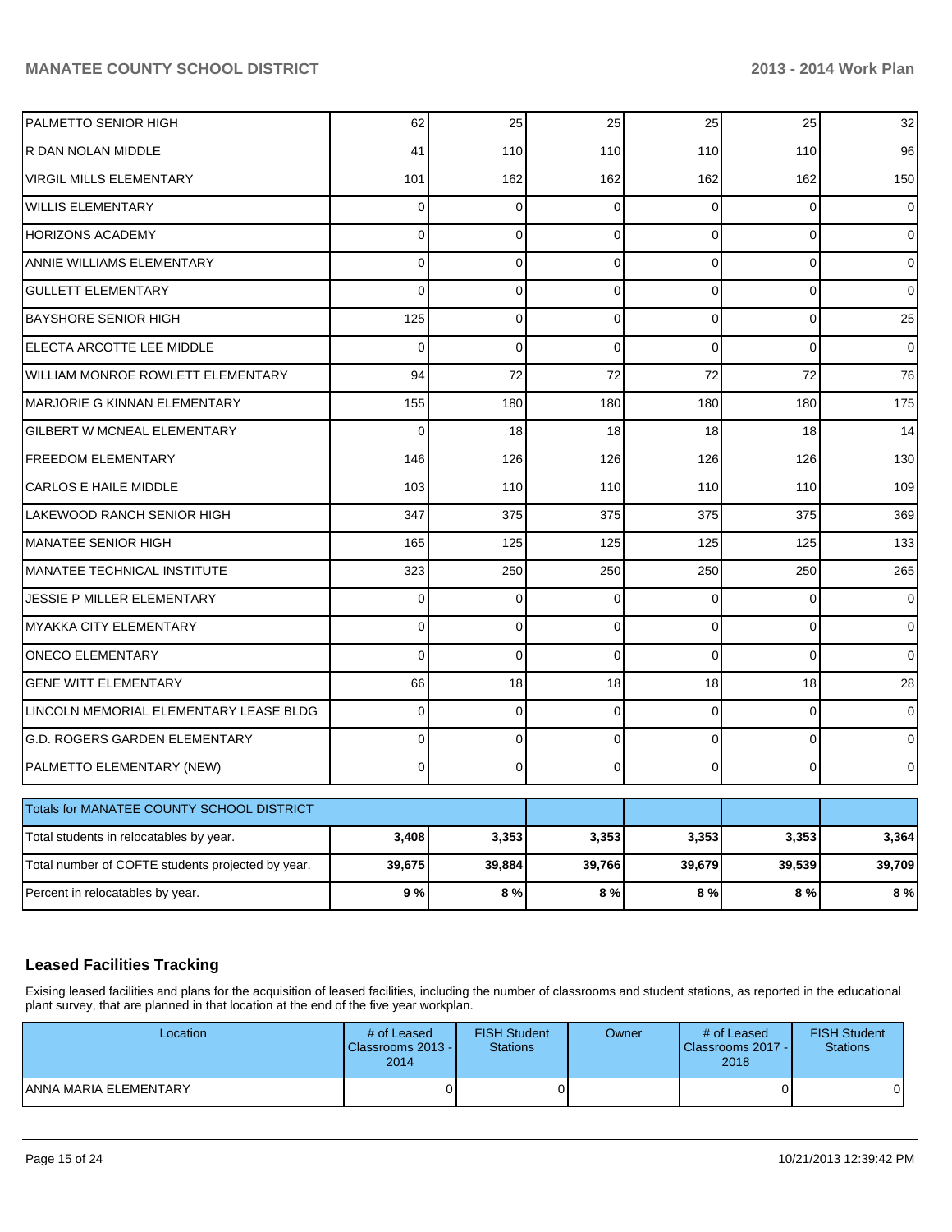| | | | | | | |
|---|---|---|---|---|---|---|
| PALMETTO SENIOR HIGH | 62 | 25 | 25 | 25 | 25 | 32 |
| R DAN NOLAN MIDDLE | 41 | 110 | 110 | 110 | 110 | 96 |
| VIRGIL MILLS ELEMENTARY | 101 | 162 | 162 | 162 | 162 | 150 |
| WILLIS ELEMENTARY | 0 | 0 | 0 | 0 | 0 | 0 |
| HORIZONS ACADEMY | 0 | 0 | 0 | 0 | 0 | 0 |
| ANNIE WILLIAMS ELEMENTARY | 0 | 0 | 0 | 0 | 0 | 0 |
| GULLETT ELEMENTARY | 0 | 0 | 0 | 0 | 0 | 0 |
| BAYSHORE SENIOR HIGH | 125 | 0 | 0 | 0 | 0 | 25 |
| ELECTA ARCOTTE LEE MIDDLE | 0 | 0 | 0 | 0 | 0 | 0 |
| WILLIAM MONROE ROWLETT ELEMENTARY | 94 | 72 | 72 | 72 | 72 | 76 |
| MARJORIE G KINNAN ELEMENTARY | 155 | 180 | 180 | 180 | 180 | 175 |
| GILBERT W MCNEAL ELEMENTARY | 0 | 18 | 18 | 18 | 18 | 14 |
| FREEDOM ELEMENTARY | 146 | 126 | 126 | 126 | 126 | 130 |
| CARLOS E HAILE MIDDLE | 103 | 110 | 110 | 110 | 110 | 109 |
| LAKEWOOD RANCH SENIOR HIGH | 347 | 375 | 375 | 375 | 375 | 369 |
| MANATEE SENIOR HIGH | 165 | 125 | 125 | 125 | 125 | 133 |
| MANATEE TECHNICAL INSTITUTE | 323 | 250 | 250 | 250 | 250 | 265 |
| JESSIE P MILLER ELEMENTARY | 0 | 0 | 0 | 0 | 0 | 0 |
| MYAKKA CITY ELEMENTARY | 0 | 0 | 0 | 0 | 0 | 0 |
| ONECO ELEMENTARY | 0 | 0 | 0 | 0 | 0 | 0 |
| GENE WITT ELEMENTARY | 66 | 18 | 18 | 18 | 18 | 28 |
| LINCOLN MEMORIAL ELEMENTARY LEASE BLDG | 0 | 0 | 0 | 0 | 0 | 0 |
| G.D. ROGERS GARDEN ELEMENTARY | 0 | 0 | 0 | 0 | 0 | 0 |
| PALMETTO ELEMENTARY (NEW) | 0 | 0 | 0 | 0 | 0 | 0 |

| Totals for MANATEE COUNTY SCHOOL DISTRICT | | | | | | |
|---|---|---|---|---|---|---|
| Total students in relocatables by year. | **3,408** | **3,353** | **3,353** | **3,353** | **3,353** | **3,364** |
| Total number of COFTE students projected by year. | **39,675** | **39,884** | **39,766** | **39,679** | **39,539** | **39,709** |
| Percent in relocatables by year. | **9 %** | **8 %** | **8 %** | **8 %** | **8 %** | **8 %** |

## Leased Facilities Tracking

Exising leased facilities and plans for the acquisition of leased facilities, including the number of classrooms and student stations, as reported in the educational plant survey, that are planned in that location at the end of the five year workplan.

| Location | # of Leased Classrooms 2013 - 2014 | FISH Student Stations | Owner | # of Leased Classrooms 2017 - 2018 | FISH Student Stations |
|---|---|---|---|---|---|
| ANNA MARIA ELEMENTARY | 0 | 0 | | 0 | 0 |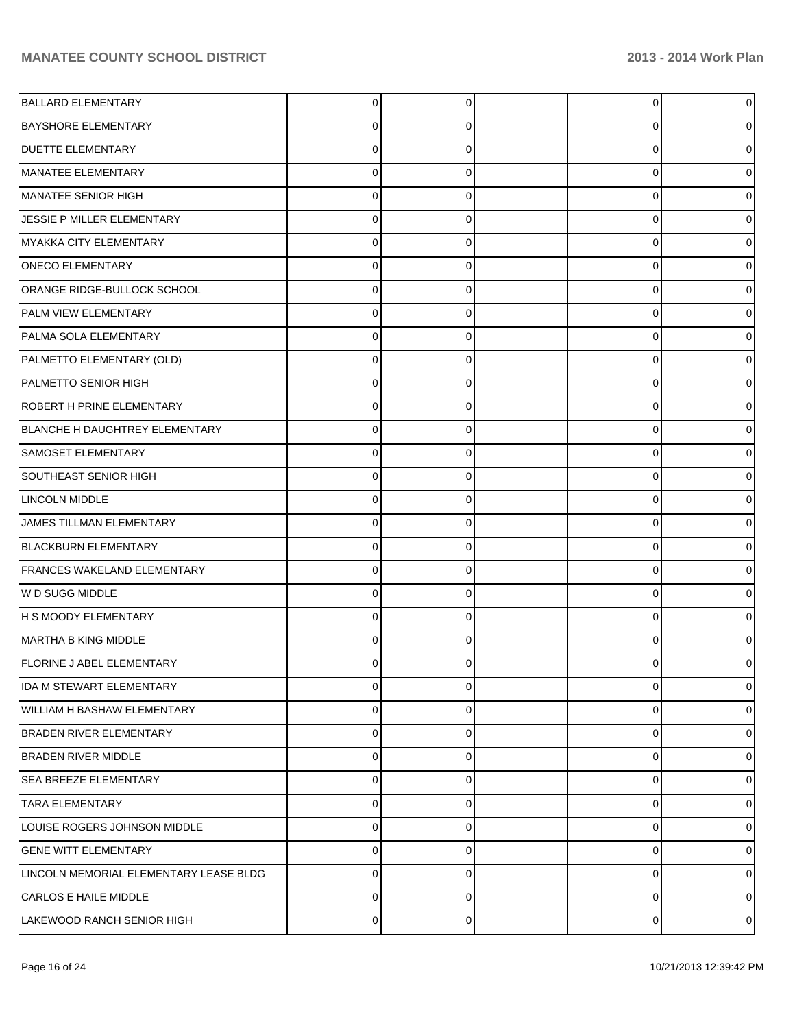| | | | | | |
|---|---|---|---|---|---|
| BALLARD ELEMENTARY | 0 | 0 | | 0 | 0 |
| BAYSHORE ELEMENTARY | 0 | 0 | | 0 | 0 |
| DUETTE ELEMENTARY | 0 | 0 | | 0 | 0 |
| MANATEE ELEMENTARY | 0 | 0 | | 0 | 0 |
| MANATEE SENIOR HIGH | 0 | 0 | | 0 | 0 |
| JESSIE P MILLER ELEMENTARY | 0 | 0 | | 0 | 0 |
| MYAKKA CITY ELEMENTARY | 0 | 0 | | 0 | 0 |
| ONECO ELEMENTARY | 0 | 0 | | 0 | 0 |
| ORANGE RIDGE-BULLOCK SCHOOL | 0 | 0 | | 0 | 0 |
| PALM VIEW ELEMENTARY | 0 | 0 | | 0 | 0 |
| PALMA SOLA ELEMENTARY | 0 | 0 | | 0 | 0 |
| PALMETTO ELEMENTARY (OLD) | 0 | 0 | | 0 | 0 |
| PALMETTO SENIOR HIGH | 0 | 0 | | 0 | 0 |
| ROBERT H PRINE ELEMENTARY | 0 | 0 | | 0 | 0 |
| BLANCHE H DAUGHTREY ELEMENTARY | 0 | 0 | | 0 | 0 |
| SAMOSET ELEMENTARY | 0 | 0 | | 0 | 0 |
| SOUTHEAST SENIOR HIGH | 0 | 0 | | 0 | 0 |
| LINCOLN MIDDLE | 0 | 0 | | 0 | 0 |
| JAMES TILLMAN ELEMENTARY | 0 | 0 | | 0 | 0 |
| BLACKBURN ELEMENTARY | 0 | 0 | | 0 | 0 |
| FRANCES WAKELAND ELEMENTARY | 0 | 0 | | 0 | 0 |
| W D SUGG MIDDLE | 0 | 0 | | 0 | 0 |
| H S MOODY ELEMENTARY | 0 | 0 | | 0 | 0 |
| MARTHA B KING MIDDLE | 0 | 0 | | 0 | 0 |
| FLORINE J ABEL ELEMENTARY | 0 | 0 | | 0 | 0 |
| IDA M STEWART ELEMENTARY | 0 | 0 | | 0 | 0 |
| WILLIAM H BASHAW ELEMENTARY | 0 | 0 | | 0 | 0 |
| BRADEN RIVER ELEMENTARY | 0 | 0 | | 0 | 0 |
| BRADEN RIVER MIDDLE | 0 | 0 | | 0 | 0 |
| SEA BREEZE ELEMENTARY | 0 | 0 | | 0 | 0 |
| TARA ELEMENTARY | 0 | 0 | | 0 | 0 |
| LOUISE ROGERS JOHNSON MIDDLE | 0 | 0 | | 0 | 0 |
| GENE WITT ELEMENTARY | 0 | 0 | | 0 | 0 |
| LINCOLN MEMORIAL ELEMENTARY LEASE BLDG | 0 | 0 | | 0 | 0 |
| CARLOS E HAILE MIDDLE | 0 | 0 | | 0 | 0 |
| LAKEWOOD RANCH SENIOR HIGH | 0 | 0 | | 0 | 0 |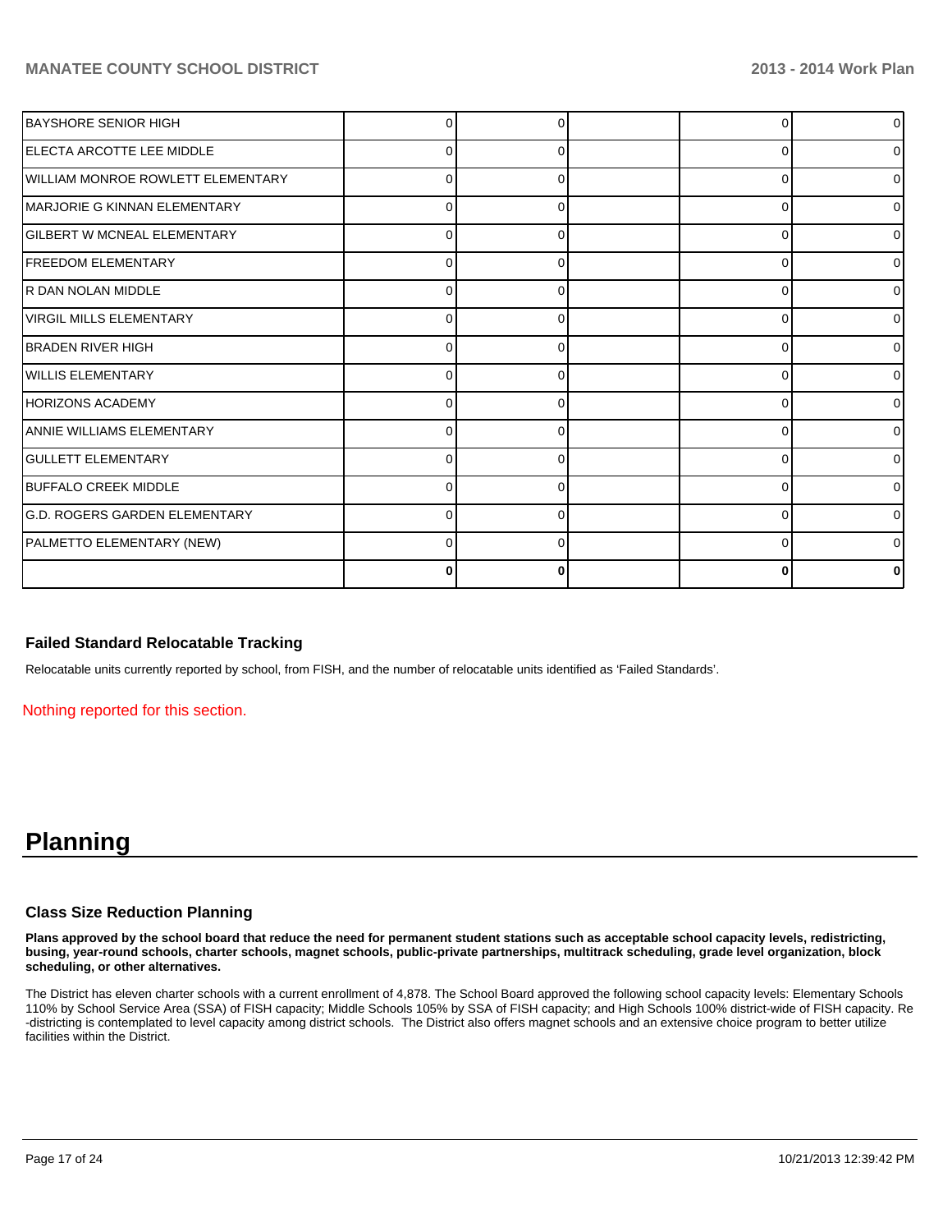| | | | | | |
|---|---|---|---|---|---|
| BAYSHORE SENIOR HIGH | 0 | 0 | | 0 | 0 |
| ELECTA ARCOTTE LEE MIDDLE | 0 | 0 | | 0 | 0 |
| WILLIAM MONROE ROWLETT ELEMENTARY | 0 | 0 | | 0 | 0 |
| MARJORIE G KINNAN ELEMENTARY | 0 | 0 | | 0 | 0 |
| GILBERT W MCNEAL ELEMENTARY | 0 | 0 | | 0 | 0 |
| FREEDOM ELEMENTARY | 0 | 0 | | 0 | 0 |
| R DAN NOLAN MIDDLE | 0 | 0 | | 0 | 0 |
| VIRGIL MILLS ELEMENTARY | 0 | 0 | | 0 | 0 |
| BRADEN RIVER HIGH | 0 | 0 | | 0 | 0 |
| WILLIS ELEMENTARY | 0 | 0 | | 0 | 0 |
| HORIZONS ACADEMY | 0 | 0 | | 0 | 0 |
| ANNIE WILLIAMS ELEMENTARY | 0 | 0 | | 0 | 0 |
| GULLETT ELEMENTARY | 0 | 0 | | 0 | 0 |
| BUFFALO CREEK MIDDLE | 0 | 0 | | 0 | 0 |
| G.D. ROGERS GARDEN ELEMENTARY | 0 | 0 | | 0 | 0 |
| PALMETTO ELEMENTARY (NEW) | 0 | 0 | | 0 | 0 |
| | **0** | **0** | | **0** | **0** |

### Failed Standard Relocatable Tracking

Relocatable units currently reported by school, from FISH, and the number of relocatable units identified as 'Failed Standards'.

Nothing reported for this section.

# Planning

### Class Size Reduction Planning

**Plans approved by the school board that reduce the need for permanent student stations such as acceptable school capacity levels, redistricting, busing, year-round schools, charter schools, magnet schools, public-private partnerships, multitrack scheduling, grade level organization, block scheduling, or other alternatives.**

The District has eleven charter schools with a current enrollment of 4,878. The School Board approved the following school capacity levels: Elementary Schools 110% by School Service Area (SSA) of FISH capacity; Middle Schools 105% by SSA of FISH capacity; and High Schools 100% district-wide of FISH capacity. Re-districting is contemplated to level capacity among district schools. The District also offers magnet schools and an extensive choice program to better utilize facilities within the District.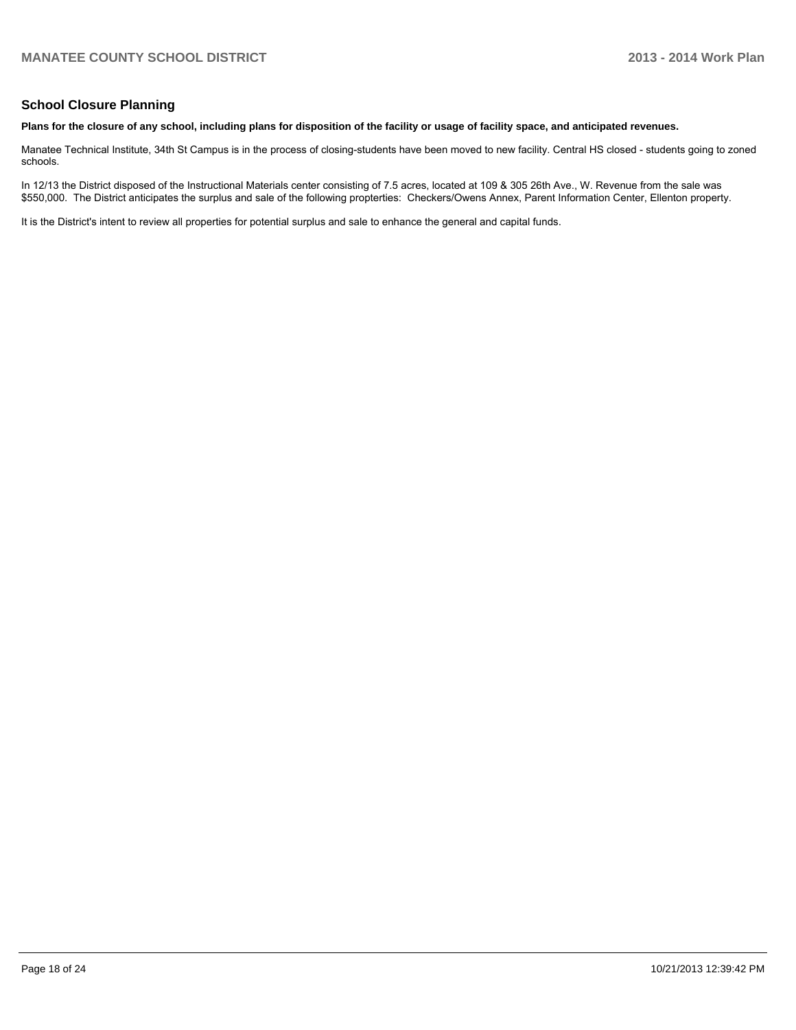## School Closure Planning

**Plans for the closure of any school, including plans for disposition of the facility or usage of facility space, and anticipated revenues.**

Manatee Technical Institute, 34th St Campus is in the process of closing-students have been moved to new facility. Central HS closed - students going to zoned schools.

In 12/13 the District disposed of the Instructional Materials center consisting of 7.5 acres, located at 109 & 305 26th Ave., W. Revenue from the sale was $550,000. The District anticipates the surplus and sale of the following propterties: Checkers/Owens Annex, Parent Information Center, Ellenton property.

It is the District's intent to review all properties for potential surplus and sale to enhance the general and capital funds.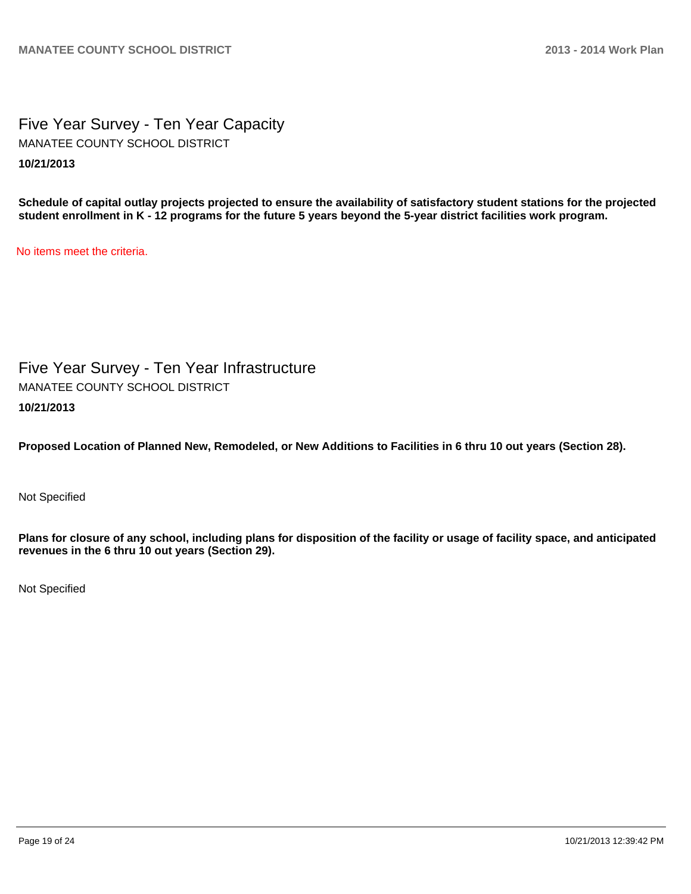# Five Year Survey - Ten Year Capacity

MANATEE COUNTY SCHOOL DISTRICT

**10/21/2013**

**Schedule of capital outlay projects projected to ensure the availability of satisfactory student stations for the projected student enrollment in K - 12 programs for the future 5 years beyond the 5-year district facilities work program.**

No items meet the criteria.

# Five Year Survey - Ten Year Infrastructure

MANATEE COUNTY SCHOOL DISTRICT

**10/21/2013**

**Proposed Location of Planned New, Remodeled, or New Additions to Facilities in 6 thru 10 out years (Section 28).**

Not Specified

**Plans for closure of any school, including plans for disposition of the facility or usage of facility space, and anticipated revenues in the 6 thru 10 out years (Section 29).**

Not Specified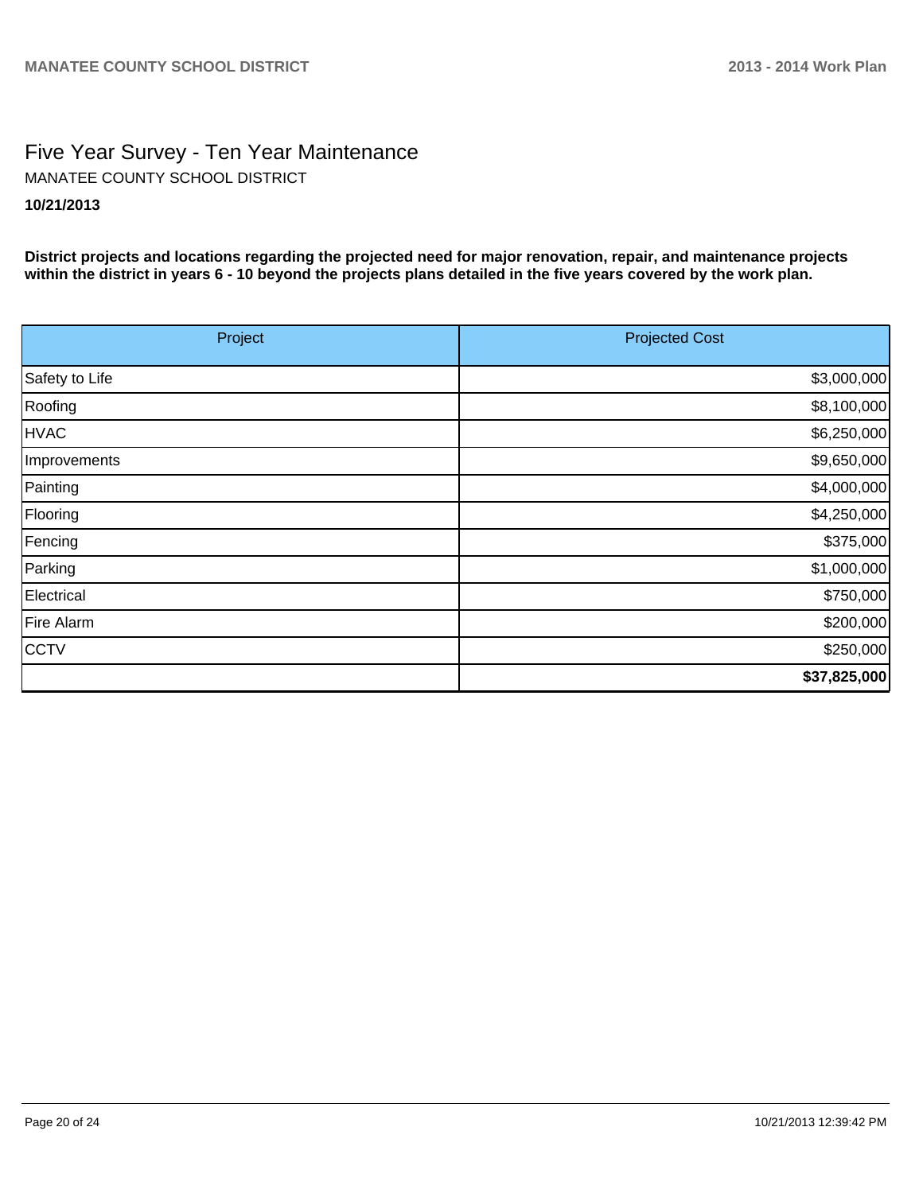# Five Year Survey - Ten Year Maintenance

MANATEE COUNTY SCHOOL DISTRICT

**10/21/2013**

**District projects and locations regarding the projected need for major renovation, repair, and maintenance projects within the district in years 6 - 10 beyond the projects plans detailed in the five years covered by the work plan.**

| Project | Projected Cost |
|---|---:|
| Safety to Life | $3,000,000 |
| Roofing | $8,100,000 |
| HVAC | $6,250,000 |
| Improvements | $9,650,000 |
| Painting | $4,000,000 |
| Flooring | $4,250,000 |
| Fencing | $375,000 |
| Parking | $1,000,000 |
| Electrical | $750,000 |
| Fire Alarm | $200,000 |
| CCTV | $250,000 |
| | **$37,825,000** |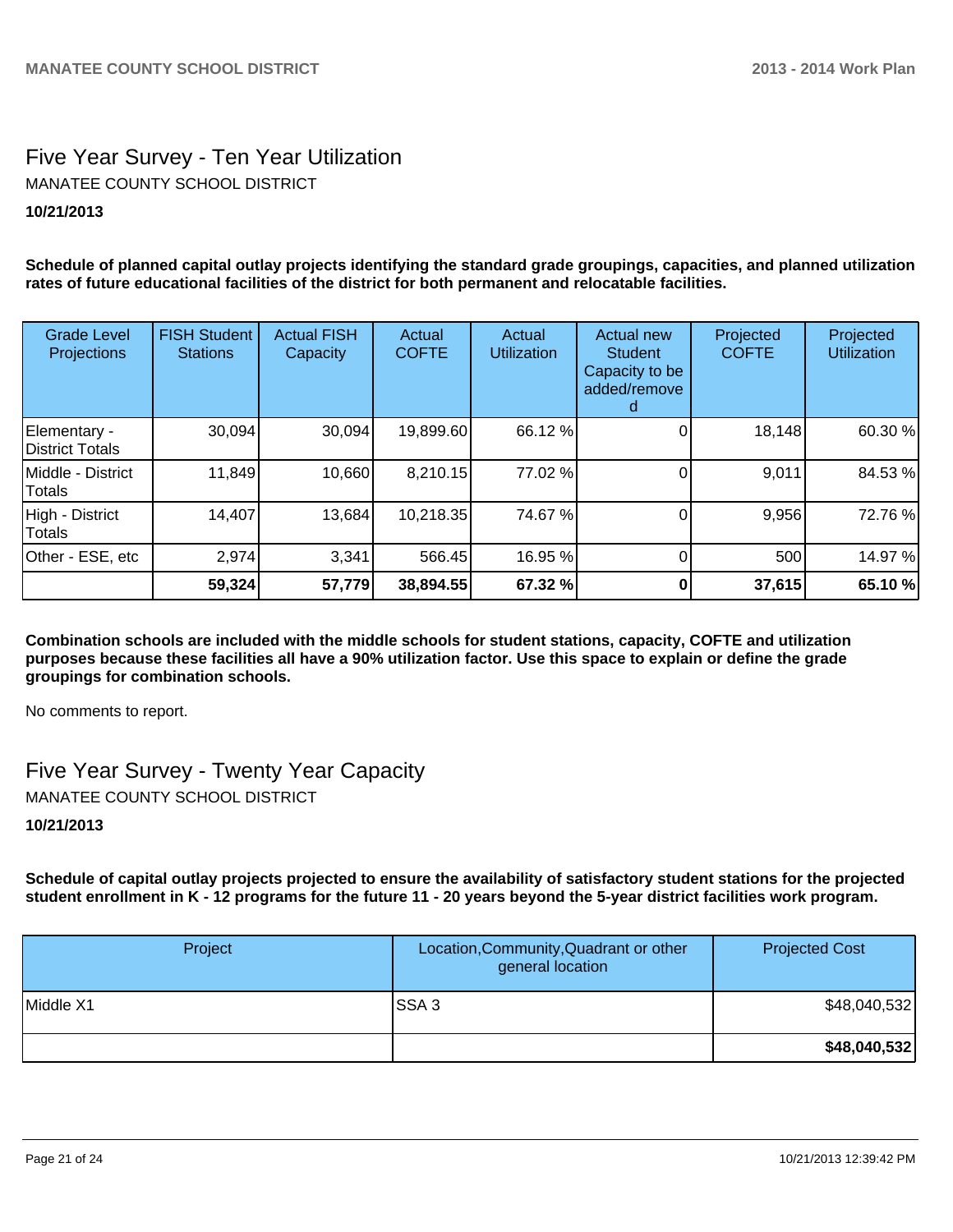# Five Year Survey - Ten Year Utilization

MANATEE COUNTY SCHOOL DISTRICT

**10/21/2013**

**Schedule of planned capital outlay projects identifying the standard grade groupings, capacities, and planned utilization rates of future educational facilities of the district for both permanent and relocatable facilities.**

| Grade Level Projections | FISH Student Stations | Actual FISH Capacity | Actual COFTE | Actual Utilization | Actual new Student Capacity to be added/removed | Projected COFTE | Projected Utilization |
|---|---|---|---|---|---|---|---|
| Elementary - District Totals | 30,094 | 30,094 | 19,899.60 | 66.12 % | 0 | 18,148 | 60.30 % |
| Middle - District Totals | 11,849 | 10,660 | 8,210.15 | 77.02 % | 0 | 9,011 | 84.53 % |
| High - District Totals | 14,407 | 13,684 | 10,218.35 | 74.67 % | 0 | 9,956 | 72.76 % |
| Other - ESE, etc | 2,974 | 3,341 | 566.45 | 16.95 % | 0 | 500 | 14.97 % |
| | **59,324** | **57,779** | **38,894.55** | **67.32 %** | **0** | **37,615** | **65.10 %** |

**Combination schools are included with the middle schools for student stations, capacity, COFTE and utilization purposes because these facilities all have a 90% utilization factor. Use this space to explain or define the grade groupings for combination schools.**

No comments to report.

# Five Year Survey - Twenty Year Capacity

MANATEE COUNTY SCHOOL DISTRICT

**10/21/2013**

**Schedule of capital outlay projects projected to ensure the availability of satisfactory student stations for the projected student enrollment in K - 12 programs for the future 11 - 20 years beyond the 5-year district facilities work program.**

| Project | Location,Community,Quadrant or other general location | Projected Cost |
|---|---|---|
| Middle X1 | SSA 3 | $48,040,532 |
| | | **$48,040,532** |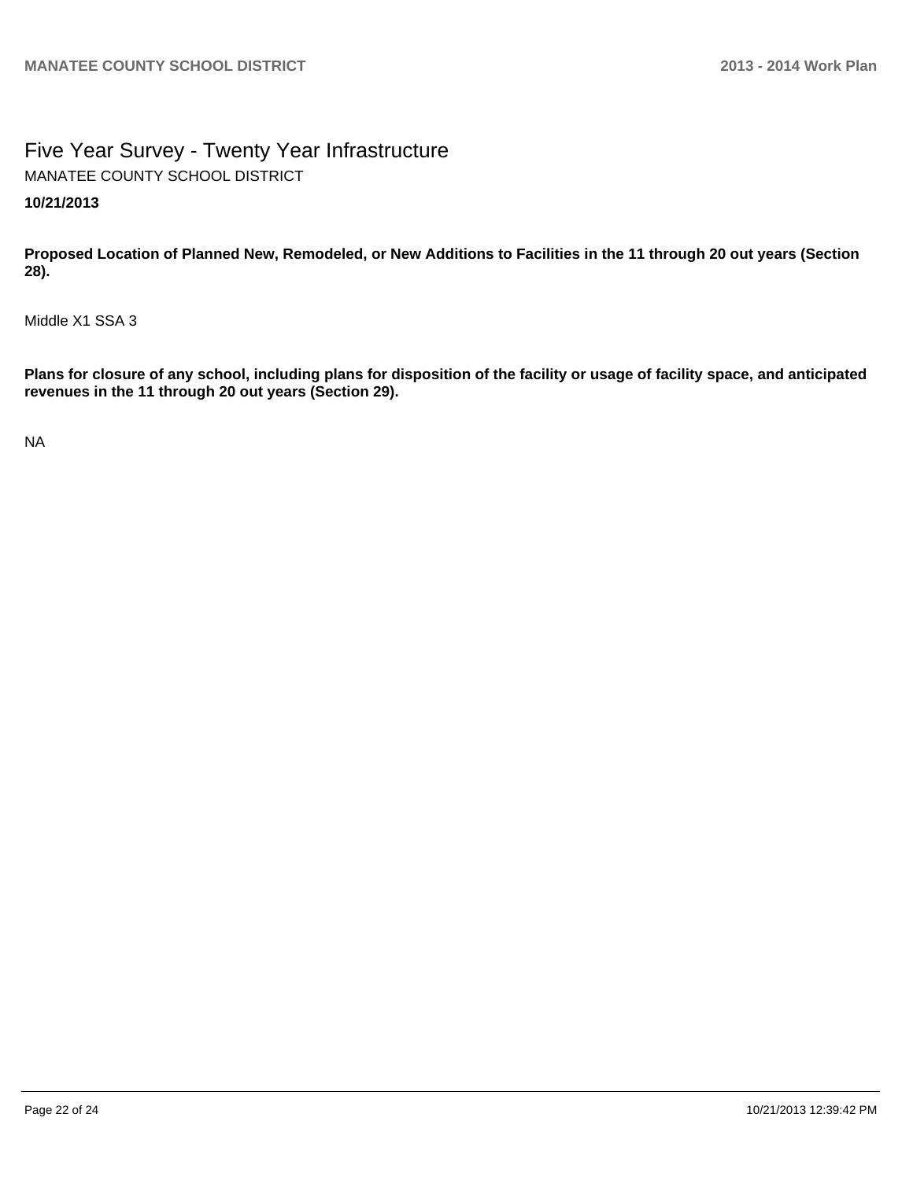# Five Year Survey - Twenty Year Infrastructure

MANATEE COUNTY SCHOOL DISTRICT

**10/21/2013**

**Proposed Location of Planned New, Remodeled, or New Additions to Facilities in the 11 through 20 out years (Section 28).**

Middle X1 SSA 3

**Plans for closure of any school, including plans for disposition of the facility or usage of facility space, and anticipated revenues in the 11 through 20 out years (Section 29).**

NA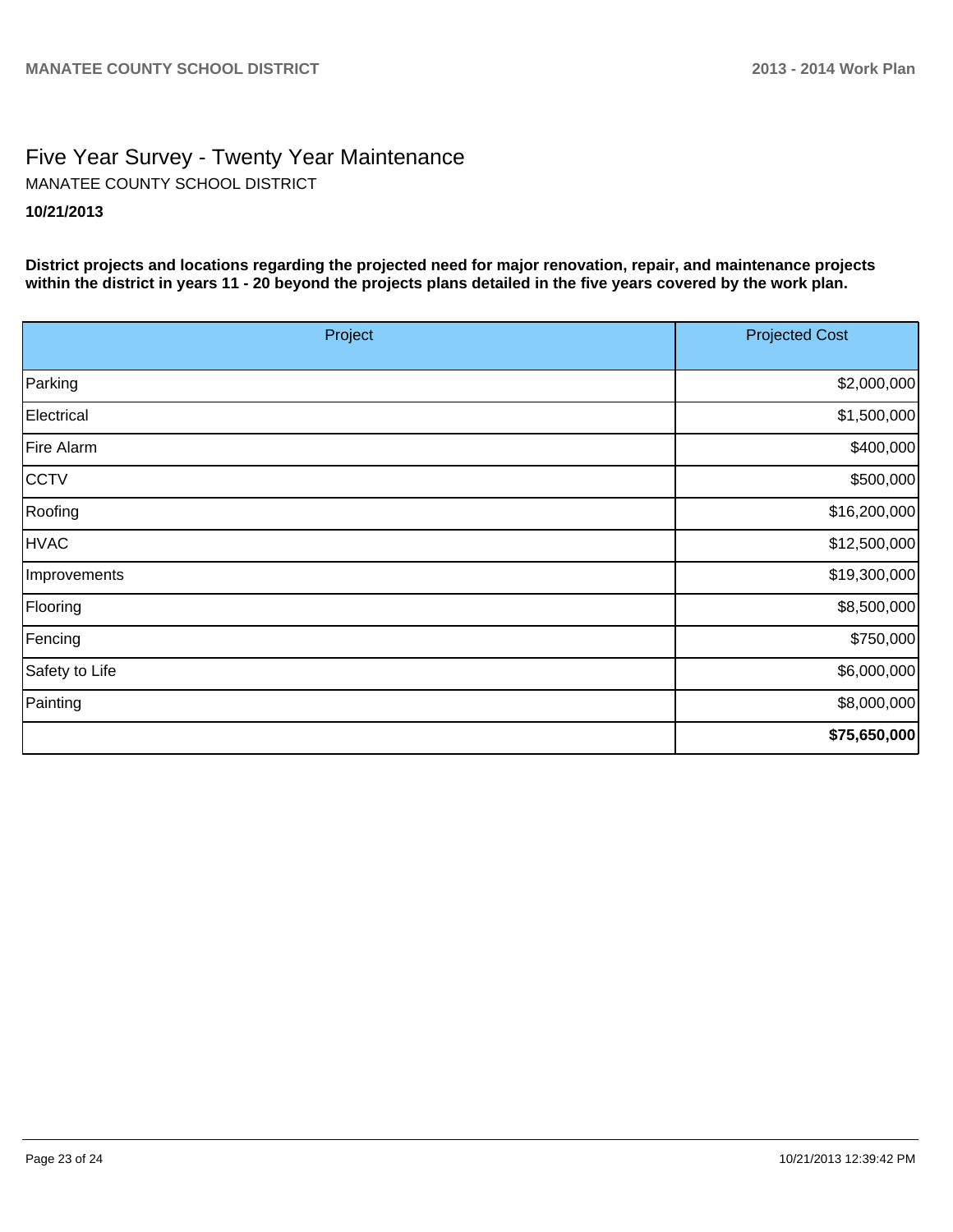# Five Year Survey - Twenty Year Maintenance

MANATEE COUNTY SCHOOL DISTRICT

**10/21/2013**

**District projects and locations regarding the projected need for major renovation, repair, and maintenance projects within the district in years 11 - 20 beyond the projects plans detailed in the five years covered by the work plan.**

| Project | Projected Cost |
|---|---|
| Parking | $2,000,000 |
| Electrical | $1,500,000 |
| Fire Alarm | $400,000 |
| CCTV | $500,000 |
| Roofing | $16,200,000 |
| HVAC | $12,500,000 |
| Improvements | $19,300,000 |
| Flooring | $8,500,000 |
| Fencing | $750,000 |
| Safety to Life | $6,000,000 |
| Painting | $8,000,000 |
| | **$75,650,000** |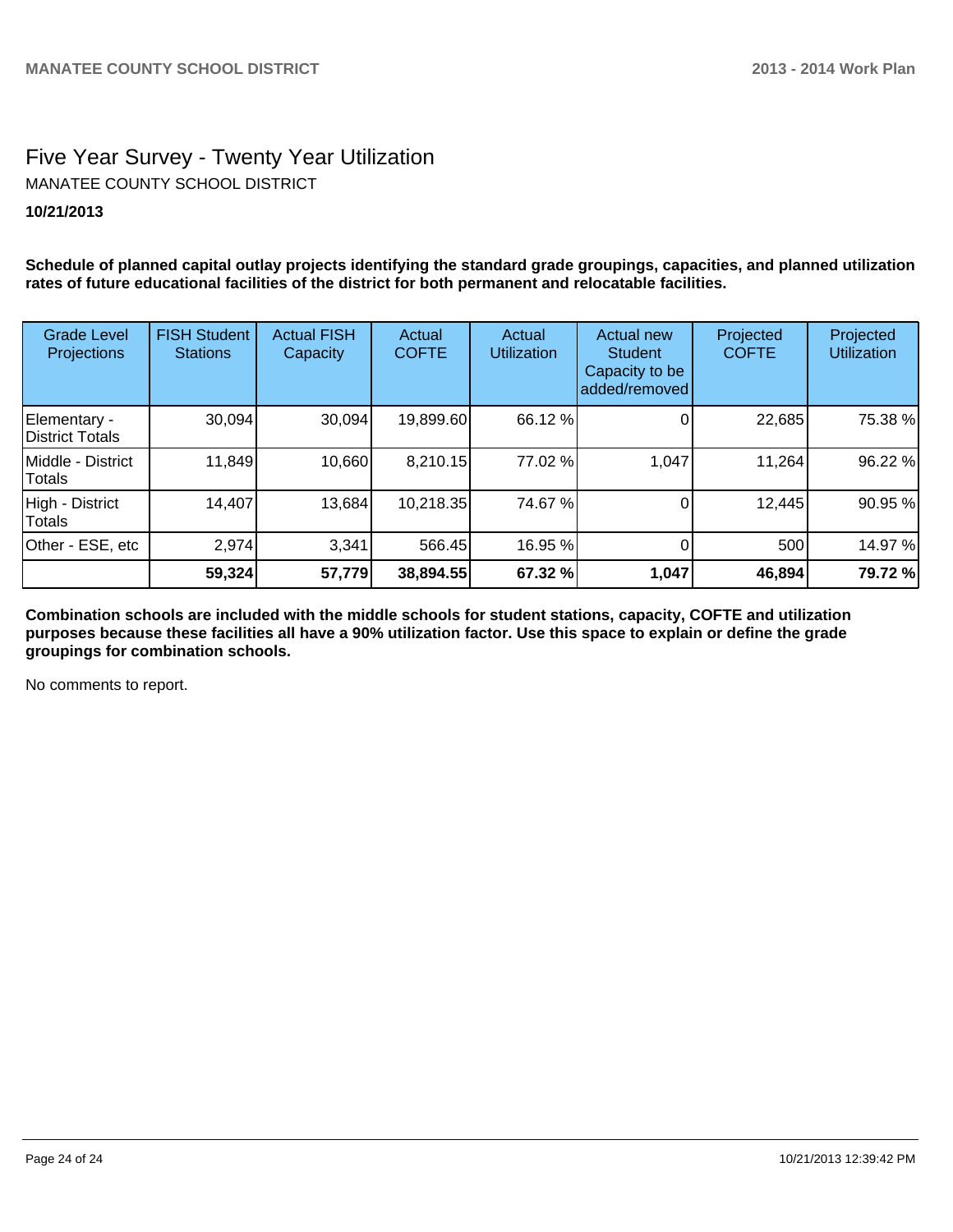# Five Year Survey - Twenty Year Utilization

MANATEE COUNTY SCHOOL DISTRICT

**10/21/2013**

**Schedule of planned capital outlay projects identifying the standard grade groupings, capacities, and planned utilization rates of future educational facilities of the district for both permanent and relocatable facilities.**

| Grade Level Projections | FISH Student Stations | Actual FISH Capacity | Actual COFTE | Actual Utilization | Actual new Student Capacity to be added/removed | Projected COFTE | Projected Utilization |
|---|---|---|---|---|---|---|---|
| Elementary - District Totals | 30,094 | 30,094 | 19,899.60 | 66.12 % | 0 | 22,685 | 75.38 % |
| Middle - District Totals | 11,849 | 10,660 | 8,210.15 | 77.02 % | 1,047 | 11,264 | 96.22 % |
| High - District Totals | 14,407 | 13,684 | 10,218.35 | 74.67 % | 0 | 12,445 | 90.95 % |
| Other - ESE, etc | 2,974 | 3,341 | 566.45 | 16.95 % | 0 | 500 | 14.97 % |
| | **59,324** | **57,779** | **38,894.55** | **67.32 %** | **1,047** | **46,894** | **79.72 %** |

**Combination schools are included with the middle schools for student stations, capacity, COFTE and utilization purposes because these facilities all have a 90% utilization factor. Use this space to explain or define the grade groupings for combination schools.**

No comments to report.